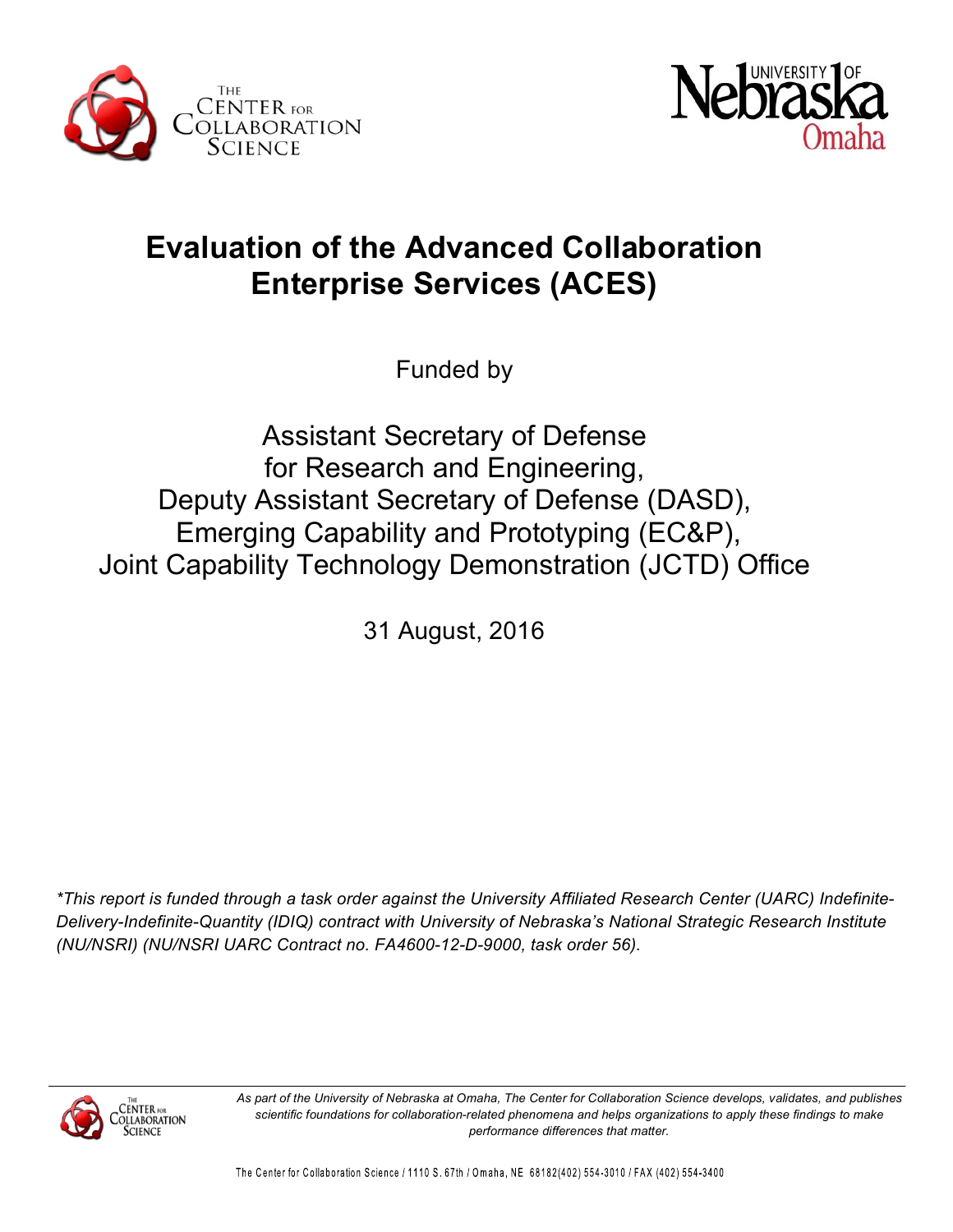The Center for Collaboration Science

University of Nebraska Omaha

# Evaluation of the Advanced Collaboration Enterprise Services (ACES)

Funded by

Assistant Secretary of Defense
for Research and Engineering,
Deputy Assistant Secretary of Defense (DASD),
Emerging Capability and Prototyping (EC&P),
Joint Capability Technology Demonstration (JCTD) Office

31 August, 2016

*\*This report is funded through a task order against the University Affiliated Research Center (UARC) Indefinite-Delivery-Indefinite-Quantity (IDIQ) contract with University of Nebraska's National Strategic Research Institute (NU/NSRI) (NU/NSRI UARC Contract no. FA4600-12-D-9000, task order 56).*

*As part of the University of Nebraska at Omaha, The Center for Collaboration Science develops, validates, and publishes scientific foundations for collaboration-related phenomena and helps organizations to apply these findings to make performance differences that matter.*

The Center for Collaboration Science / 1110 S. 67th / Omaha, NE 68182 (402) 554-3010 / FAX (402) 554-3400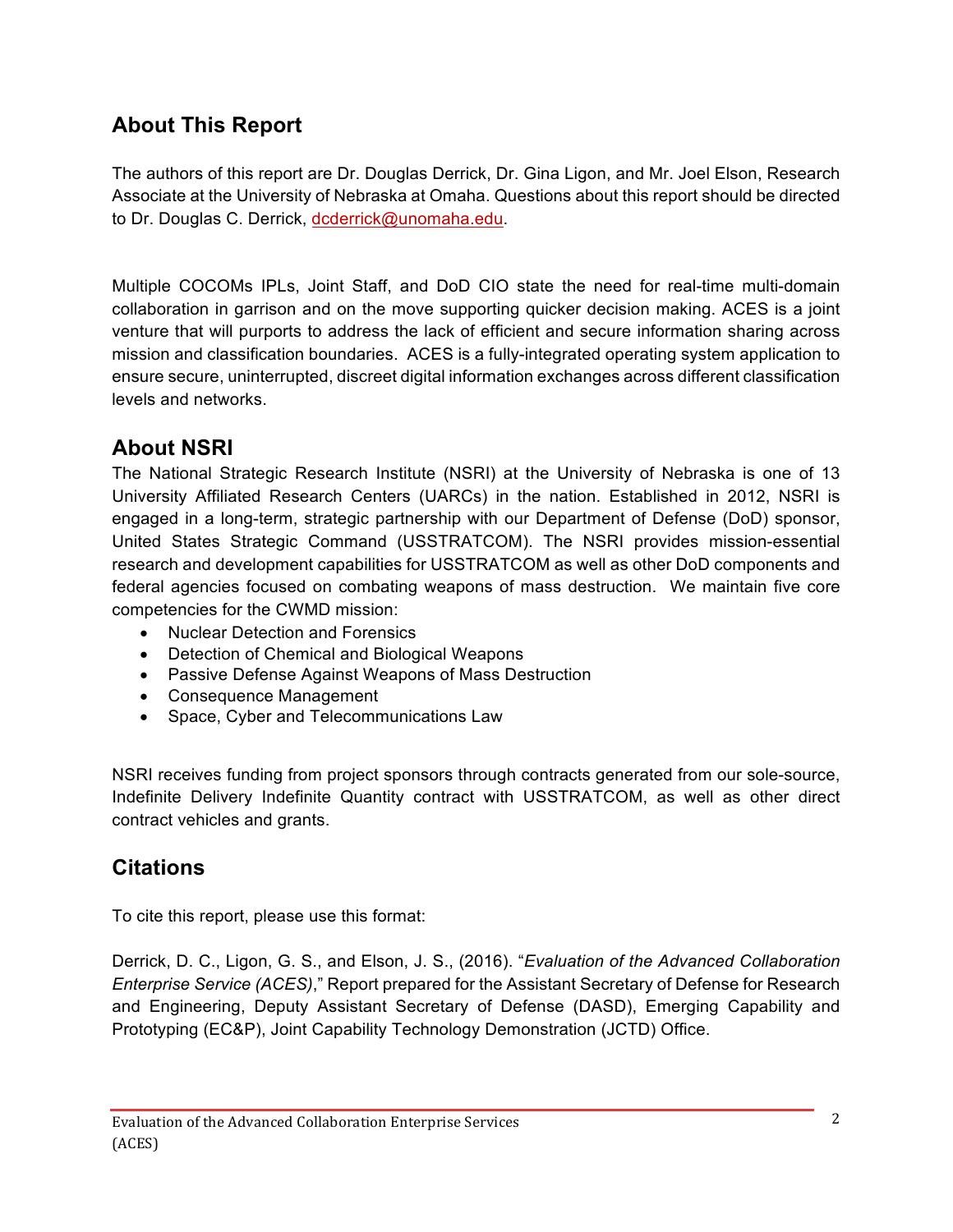## About This Report

The authors of this report are Dr. Douglas Derrick, Dr. Gina Ligon, and Mr. Joel Elson, Research Associate at the University of Nebraska at Omaha. Questions about this report should be directed to Dr. Douglas C. Derrick, [dcderrick@unomaha.edu](mailto:dcderrick@unomaha.edu).

Multiple COCOMs IPLs, Joint Staff, and DoD CIO state the need for real-time multi-domain collaboration in garrison and on the move supporting quicker decision making. ACES is a joint venture that will purports to address the lack of efficient and secure information sharing across mission and classification boundaries. ACES is a fully-integrated operating system application to ensure secure, uninterrupted, discreet digital information exchanges across different classification levels and networks.

## About NSRI

The National Strategic Research Institute (NSRI) at the University of Nebraska is one of 13 University Affiliated Research Centers (UARCs) in the nation. Established in 2012, NSRI is engaged in a long-term, strategic partnership with our Department of Defense (DoD) sponsor, United States Strategic Command (USSTRATCOM). The NSRI provides mission-essential research and development capabilities for USSTRATCOM as well as other DoD components and federal agencies focused on combating weapons of mass destruction. We maintain five core competencies for the CWMD mission:

- Nuclear Detection and Forensics
- Detection of Chemical and Biological Weapons
- Passive Defense Against Weapons of Mass Destruction
- Consequence Management
- Space, Cyber and Telecommunications Law

NSRI receives funding from project sponsors through contracts generated from our sole-source, Indefinite Delivery Indefinite Quantity contract with USSTRATCOM, as well as other direct contract vehicles and grants.

## Citations

To cite this report, please use this format:

Derrick, D. C., Ligon, G. S., and Elson, J. S., (2016). "*Evaluation of the Advanced Collaboration Enterprise Service (ACES)*," Report prepared for the Assistant Secretary of Defense for Research and Engineering, Deputy Assistant Secretary of Defense (DASD), Emerging Capability and Prototyping (EC&P), Joint Capability Technology Demonstration (JCTD) Office.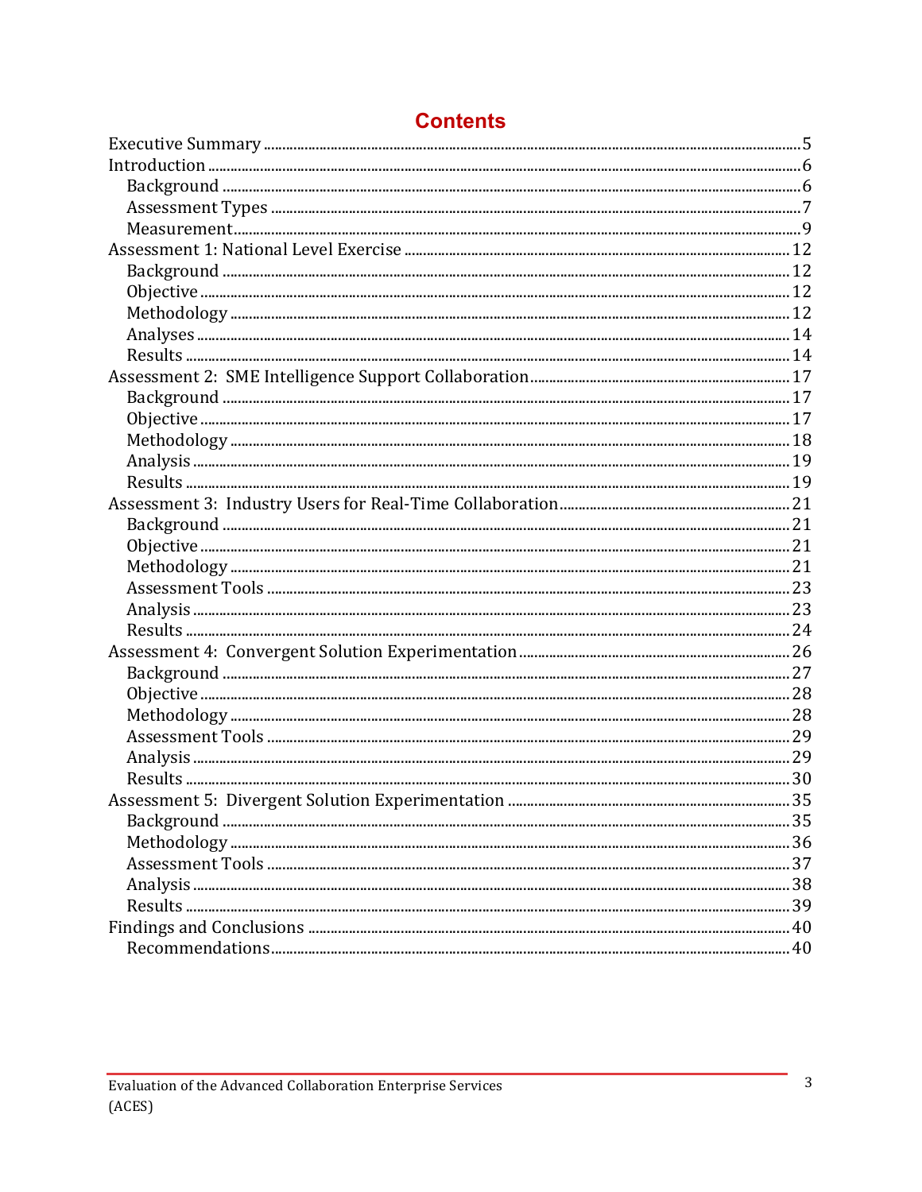# Contents

Executive Summary ....................................................... 5
Introduction ....................................................... 6
- Background ....................................................... 6
- Assessment Types ....................................................... 7
- Measurement ....................................................... 9

Assessment 1: National Level Exercise ....................................................... 12
- Background ....................................................... 12
- Objective ....................................................... 12
- Methodology ....................................................... 12
- Analyses ....................................................... 14
- Results ....................................................... 14

Assessment 2: SME Intelligence Support Collaboration ....................................................... 17
- Background ....................................................... 17
- Objective ....................................................... 17
- Methodology ....................................................... 18
- Analysis ....................................................... 19
- Results ....................................................... 19

Assessment 3: Industry Users for Real-Time Collaboration ....................................................... 21
- Background ....................................................... 21
- Objective ....................................................... 21
- Methodology ....................................................... 21
- Assessment Tools ....................................................... 23
- Analysis ....................................................... 23
- Results ....................................................... 24

Assessment 4: Convergent Solution Experimentation ....................................................... 26
- Background ....................................................... 27
- Objective ....................................................... 28
- Methodology ....................................................... 28
- Assessment Tools ....................................................... 29
- Analysis ....................................................... 29
- Results ....................................................... 30

Assessment 5: Divergent Solution Experimentation ....................................................... 35
- Background ....................................................... 35
- Methodology ....................................................... 36
- Assessment Tools ....................................................... 37
- Analysis ....................................................... 38
- Results ....................................................... 39

Findings and Conclusions ....................................................... 40
- Recommendations ....................................................... 40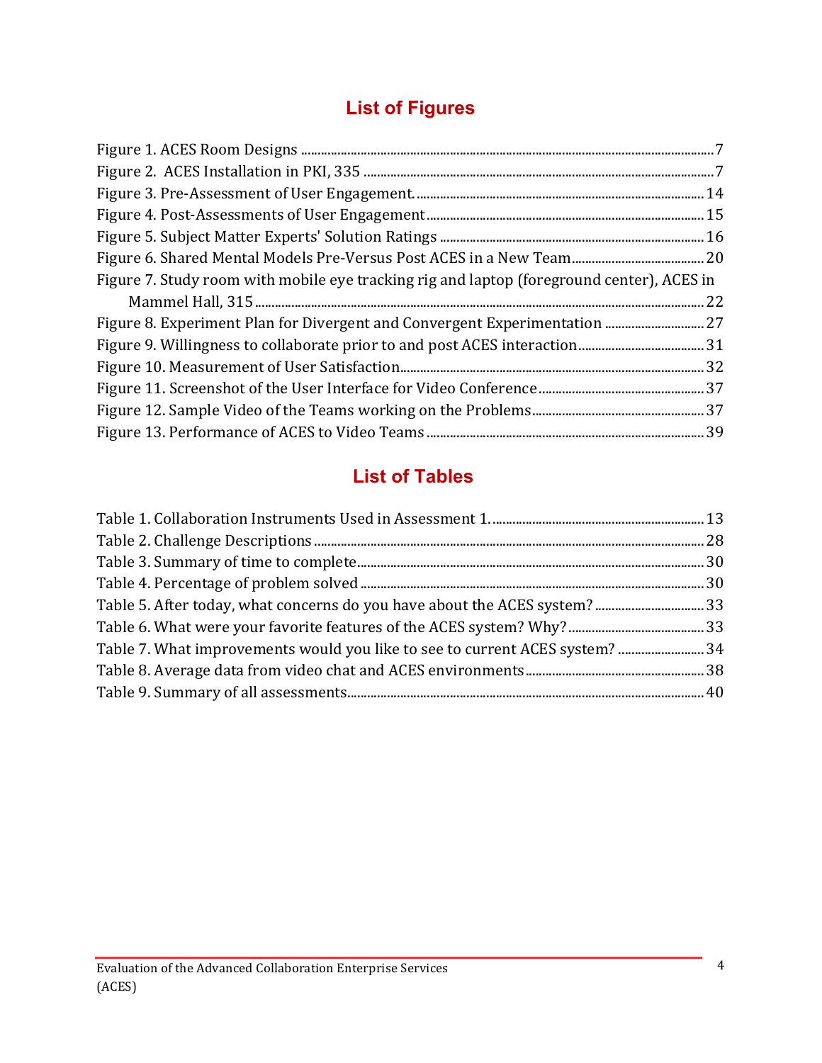## List of Figures

Figure 1. ACES Room Designs ..... 7
Figure 2. ACES Installation in PKI, 335 ..... 7
Figure 3. Pre-Assessment of User Engagement. ..... 14
Figure 4. Post-Assessments of User Engagement ..... 15
Figure 5. Subject Matter Experts' Solution Ratings ..... 16
Figure 6. Shared Mental Models Pre-Versus Post ACES in a New Team ..... 20
Figure 7. Study room with mobile eye tracking rig and laptop (foreground center), ACES in Mammel Hall, 315 ..... 22
Figure 8. Experiment Plan for Divergent and Convergent Experimentation ..... 27
Figure 9. Willingness to collaborate prior to and post ACES interaction ..... 31
Figure 10. Measurement of User Satisfaction ..... 32
Figure 11. Screenshot of the User Interface for Video Conference ..... 37
Figure 12. Sample Video of the Teams working on the Problems ..... 37
Figure 13. Performance of ACES to Video Teams ..... 39

## List of Tables

Table 1. Collaboration Instruments Used in Assessment 1. ..... 13
Table 2. Challenge Descriptions ..... 28
Table 3. Summary of time to complete ..... 30
Table 4. Percentage of problem solved ..... 30
Table 5. After today, what concerns do you have about the ACES system? ..... 33
Table 6. What were your favorite features of the ACES system? Why? ..... 33
Table 7. What improvements would you like to see to current ACES system? ..... 34
Table 8. Average data from video chat and ACES environments ..... 38
Table 9. Summary of all assessments ..... 40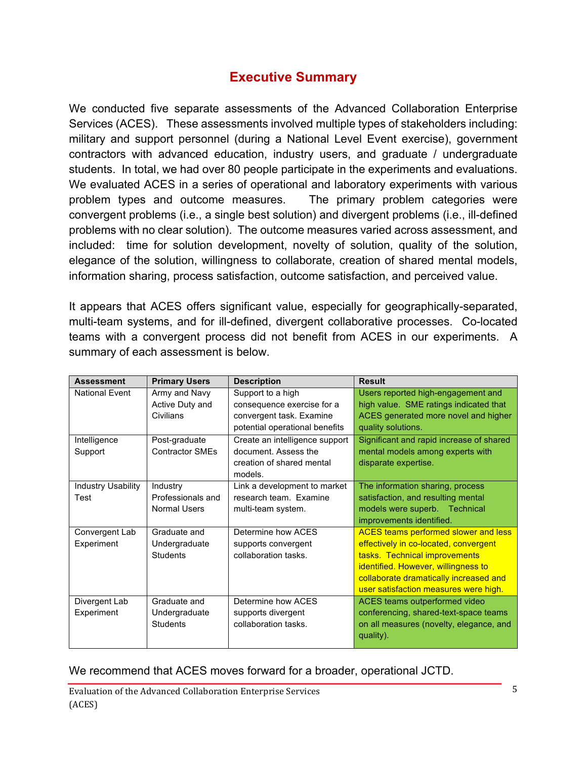# Executive Summary

We conducted five separate assessments of the Advanced Collaboration Enterprise Services (ACES). These assessments involved multiple types of stakeholders including: military and support personnel (during a National Level Event exercise), government contractors with advanced education, industry users, and graduate / undergraduate students. In total, we had over 80 people participate in the experiments and evaluations. We evaluated ACES in a series of operational and laboratory experiments with various problem types and outcome measures. The primary problem categories were convergent problems (i.e., a single best solution) and divergent problems (i.e., ill-defined problems with no clear solution). The outcome measures varied across assessment, and included: time for solution development, novelty of solution, quality of the solution, elegance of the solution, willingness to collaborate, creation of shared mental models, information sharing, process satisfaction, outcome satisfaction, and perceived value.

It appears that ACES offers significant value, especially for geographically-separated, multi-team systems, and for ill-defined, divergent collaborative processes. Co-located teams with a convergent process did not benefit from ACES in our experiments. A summary of each assessment is below.

| Assessment | Primary Users | Description | Result |
|---|---|---|---|
| National Event | Army and Navy Active Duty and Civilians | Support to a high consequence exercise for a convergent task. Examine potential operational benefits | Users reported high-engagement and high value. SME ratings indicated that ACES generated more novel and higher quality solutions. |
| Intelligence Support | Post-graduate Contractor SMEs | Create an intelligence support document. Assess the creation of shared mental models. | Significant and rapid increase of shared mental models among experts with disparate expertise. |
| Industry Usability Test | Industry Professionals and Normal Users | Link a development to market research team. Examine multi-team system. | The information sharing, process satisfaction, and resulting mental models were superb. Technical improvements identified. |
| Convergent Lab Experiment | Graduate and Undergraduate Students | Determine how ACES supports convergent collaboration tasks. | ACES teams performed slower and less effectively in co-located, convergent tasks. Technical improvements identified. However, willingness to collaborate dramatically increased and user satisfaction measures were high. |
| Divergent Lab Experiment | Graduate and Undergraduate Students | Determine how ACES supports divergent collaboration tasks. | ACES teams outperformed video conferencing, shared-text-space teams on all measures (novelty, elegance, and quality). |

We recommend that ACES moves forward for a broader, operational JCTD.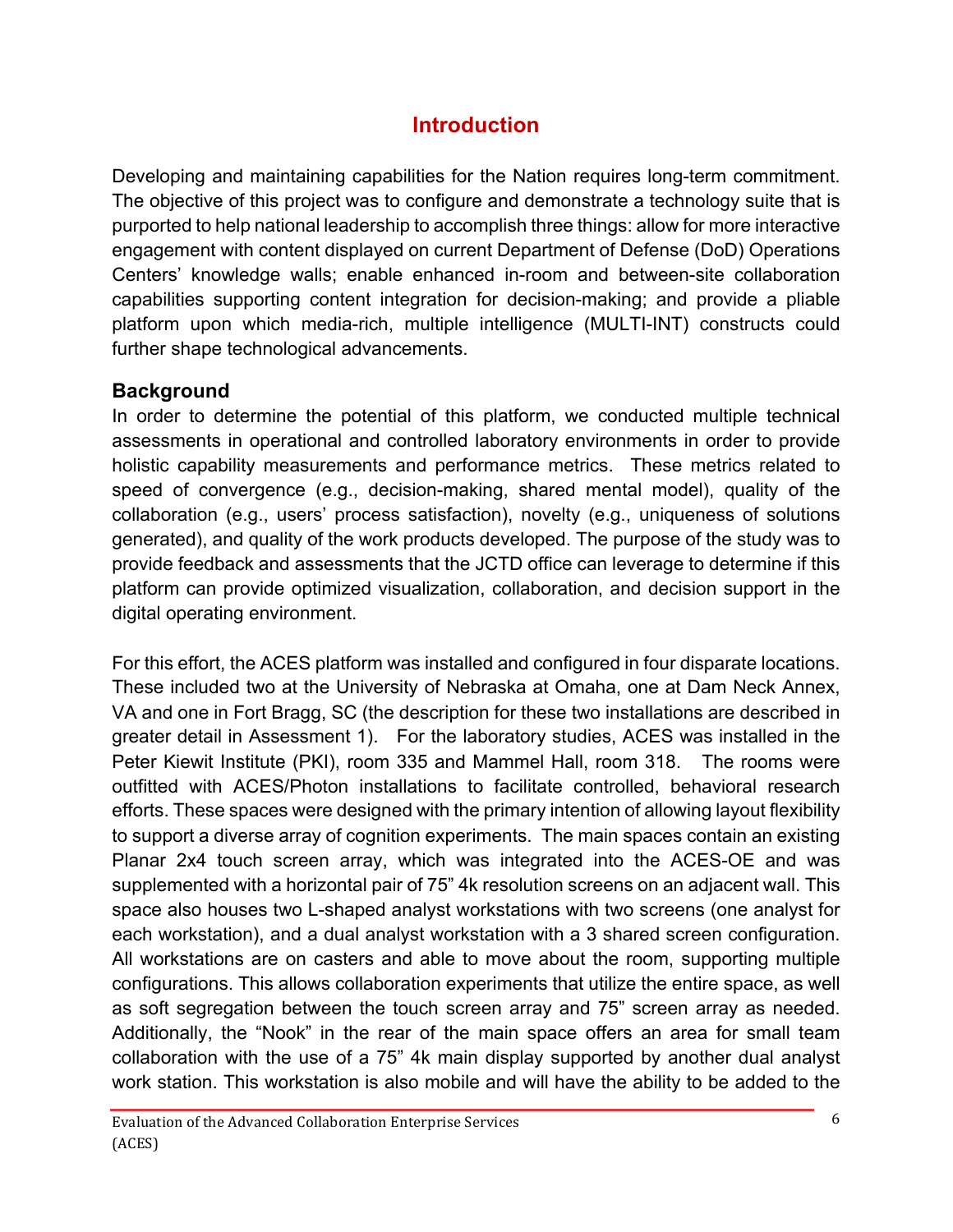# Introduction

Developing and maintaining capabilities for the Nation requires long-term commitment. The objective of this project was to configure and demonstrate a technology suite that is purported to help national leadership to accomplish three things: allow for more interactive engagement with content displayed on current Department of Defense (DoD) Operations Centers' knowledge walls; enable enhanced in-room and between-site collaboration capabilities supporting content integration for decision-making; and provide a pliable platform upon which media-rich, multiple intelligence (MULTI-INT) constructs could further shape technological advancements.

## Background

In order to determine the potential of this platform, we conducted multiple technical assessments in operational and controlled laboratory environments in order to provide holistic capability measurements and performance metrics. These metrics related to speed of convergence (e.g., decision-making, shared mental model), quality of the collaboration (e.g., users' process satisfaction), novelty (e.g., uniqueness of solutions generated), and quality of the work products developed. The purpose of the study was to provide feedback and assessments that the JCTD office can leverage to determine if this platform can provide optimized visualization, collaboration, and decision support in the digital operating environment.

For this effort, the ACES platform was installed and configured in four disparate locations. These included two at the University of Nebraska at Omaha, one at Dam Neck Annex, VA and one in Fort Bragg, SC (the description for these two installations are described in greater detail in Assessment 1). For the laboratory studies, ACES was installed in the Peter Kiewit Institute (PKI), room 335 and Mammel Hall, room 318. The rooms were outfitted with ACES/Photon installations to facilitate controlled, behavioral research efforts. These spaces were designed with the primary intention of allowing layout flexibility to support a diverse array of cognition experiments. The main spaces contain an existing Planar 2x4 touch screen array, which was integrated into the ACES-OE and was supplemented with a horizontal pair of 75" 4k resolution screens on an adjacent wall. This space also houses two L-shaped analyst workstations with two screens (one analyst for each workstation), and a dual analyst workstation with a 3 shared screen configuration. All workstations are on casters and able to move about the room, supporting multiple configurations. This allows collaboration experiments that utilize the entire space, as well as soft segregation between the touch screen array and 75" screen array as needed. Additionally, the "Nook" in the rear of the main space offers an area for small team collaboration with the use of a 75" 4k main display supported by another dual analyst work station. This workstation is also mobile and will have the ability to be added to the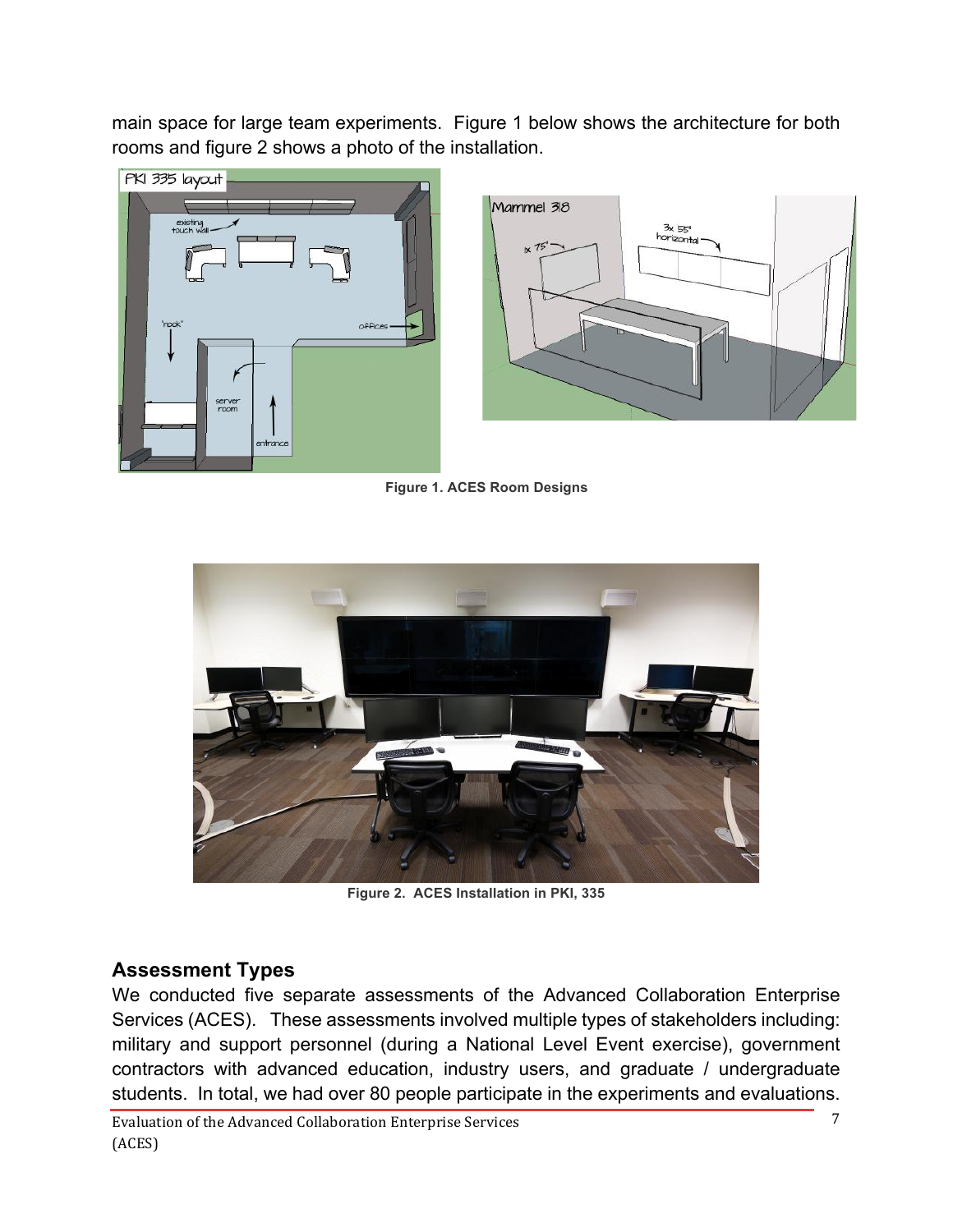main space for large team experiments. Figure 1 below shows the architecture for both rooms and figure 2 shows a photo of the installation.

**Figure 1. ACES Room Designs**

**Figure 2. ACES Installation in PKI, 335**

## Assessment Types

We conducted five separate assessments of the Advanced Collaboration Enterprise Services (ACES). These assessments involved multiple types of stakeholders including: military and support personnel (during a National Level Event exercise), government contractors with advanced education, industry users, and graduate / undergraduate students. In total, we had over 80 people participate in the experiments and evaluations.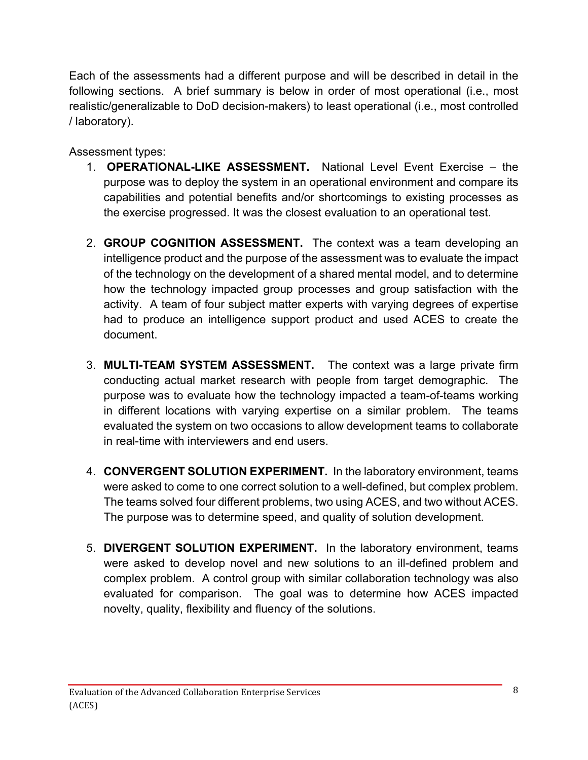Each of the assessments had a different purpose and will be described in detail in the following sections. A brief summary is below in order of most operational (i.e., most realistic/generalizable to DoD decision-makers) to least operational (i.e., most controlled / laboratory).

Assessment types:

1. **OPERATIONAL-LIKE ASSESSMENT.** National Level Event Exercise – the purpose was to deploy the system in an operational environment and compare its capabilities and potential benefits and/or shortcomings to existing processes as the exercise progressed. It was the closest evaluation to an operational test.

2. **GROUP COGNITION ASSESSMENT.** The context was a team developing an intelligence product and the purpose of the assessment was to evaluate the impact of the technology on the development of a shared mental model, and to determine how the technology impacted group processes and group satisfaction with the activity. A team of four subject matter experts with varying degrees of expertise had to produce an intelligence support product and used ACES to create the document.

3. **MULTI-TEAM SYSTEM ASSESSMENT.** The context was a large private firm conducting actual market research with people from target demographic. The purpose was to evaluate how the technology impacted a team-of-teams working in different locations with varying expertise on a similar problem. The teams evaluated the system on two occasions to allow development teams to collaborate in real-time with interviewers and end users.

4. **CONVERGENT SOLUTION EXPERIMENT.** In the laboratory environment, teams were asked to come to one correct solution to a well-defined, but complex problem. The teams solved four different problems, two using ACES, and two without ACES. The purpose was to determine speed, and quality of solution development.

5. **DIVERGENT SOLUTION EXPERIMENT.** In the laboratory environment, teams were asked to develop novel and new solutions to an ill-defined problem and complex problem. A control group with similar collaboration technology was also evaluated for comparison. The goal was to determine how ACES impacted novelty, quality, flexibility and fluency of the solutions.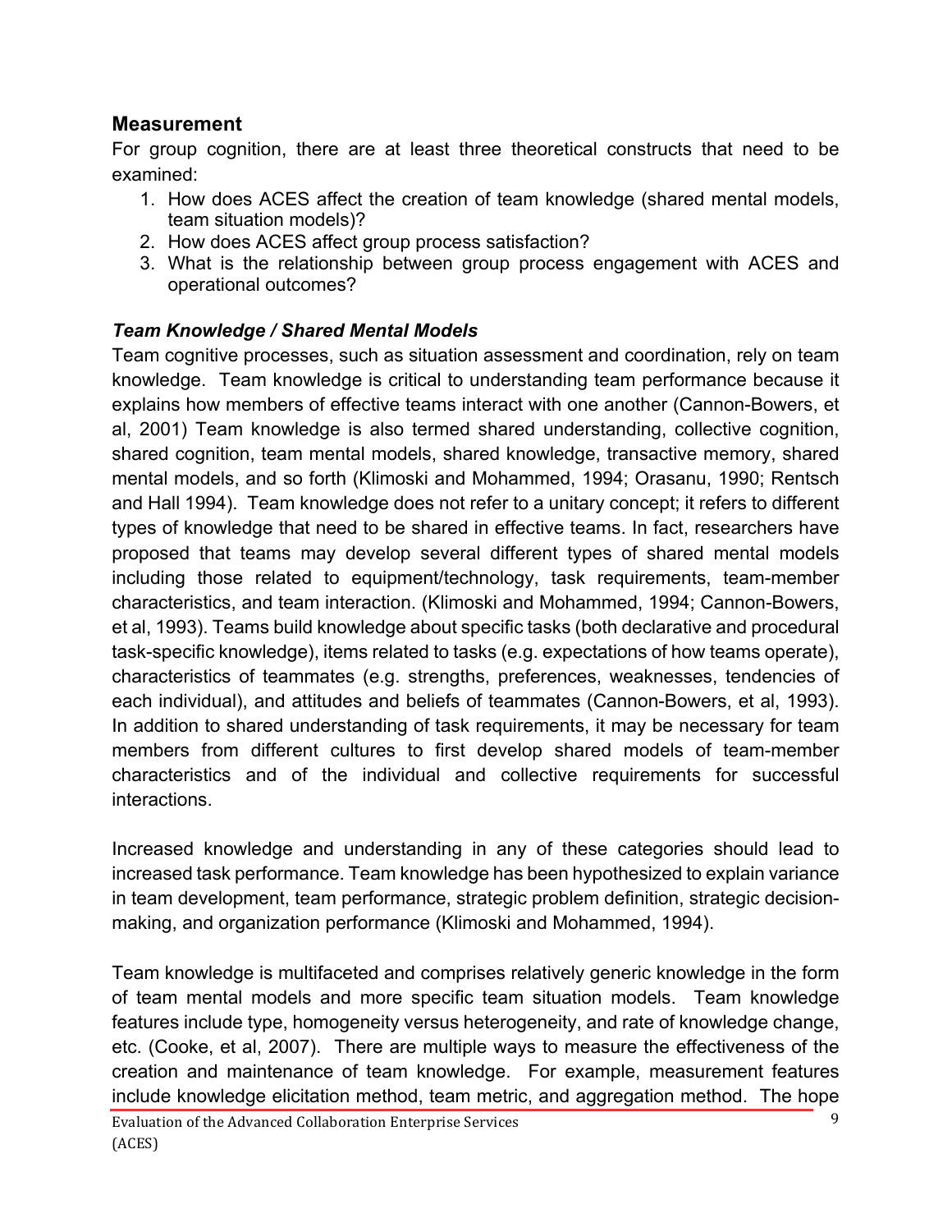## Measurement

For group cognition, there are at least three theoretical constructs that need to be examined:

1. How does ACES affect the creation of team knowledge (shared mental models, team situation models)?
2. How does ACES affect group process satisfaction?
3. What is the relationship between group process engagement with ACES and operational outcomes?

### *Team Knowledge / Shared Mental Models*

Team cognitive processes, such as situation assessment and coordination, rely on team knowledge. Team knowledge is critical to understanding team performance because it explains how members of effective teams interact with one another (Cannon-Bowers, et al, 2001) Team knowledge is also termed shared understanding, collective cognition, shared cognition, team mental models, shared knowledge, transactive memory, shared mental models, and so forth (Klimoski and Mohammed, 1994; Orasanu, 1990; Rentsch and Hall 1994). Team knowledge does not refer to a unitary concept; it refers to different types of knowledge that need to be shared in effective teams. In fact, researchers have proposed that teams may develop several different types of shared mental models including those related to equipment/technology, task requirements, team-member characteristics, and team interaction. (Klimoski and Mohammed, 1994; Cannon-Bowers, et al, 1993). Teams build knowledge about specific tasks (both declarative and procedural task-specific knowledge), items related to tasks (e.g. expectations of how teams operate), characteristics of teammates (e.g. strengths, preferences, weaknesses, tendencies of each individual), and attitudes and beliefs of teammates (Cannon-Bowers, et al, 1993). In addition to shared understanding of task requirements, it may be necessary for team members from different cultures to first develop shared models of team-member characteristics and of the individual and collective requirements for successful interactions.

Increased knowledge and understanding in any of these categories should lead to increased task performance. Team knowledge has been hypothesized to explain variance in team development, team performance, strategic problem definition, strategic decision-making, and organization performance (Klimoski and Mohammed, 1994).

Team knowledge is multifaceted and comprises relatively generic knowledge in the form of team mental models and more specific team situation models. Team knowledge features include type, homogeneity versus heterogeneity, and rate of knowledge change, etc. (Cooke, et al, 2007). There are multiple ways to measure the effectiveness of the creation and maintenance of team knowledge. For example, measurement features include knowledge elicitation method, team metric, and aggregation method. The hope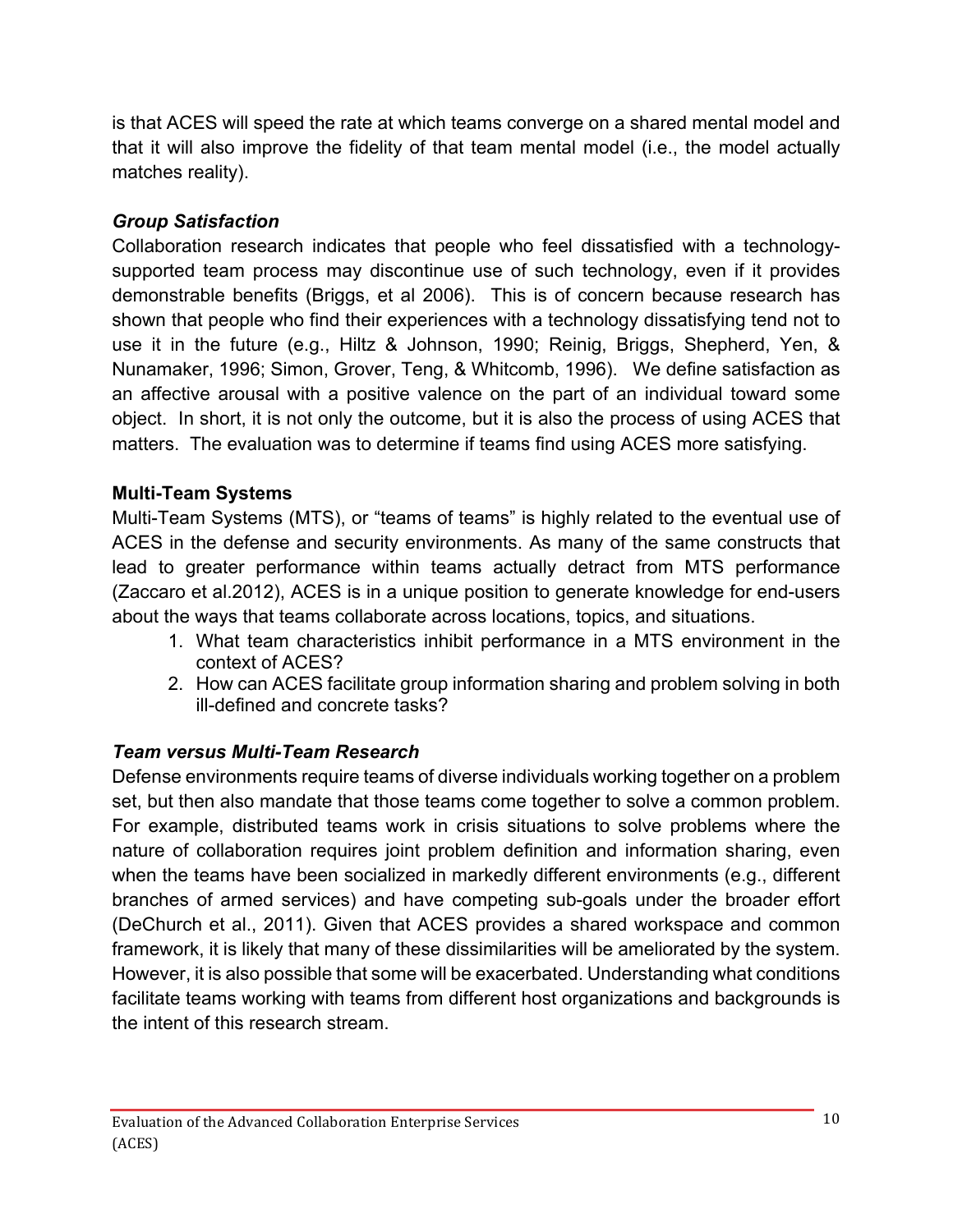is that ACES will speed the rate at which teams converge on a shared mental model and that it will also improve the fidelity of that team mental model (i.e., the model actually matches reality).

### *Group Satisfaction*

Collaboration research indicates that people who feel dissatisfied with a technology-supported team process may discontinue use of such technology, even if it provides demonstrable benefits (Briggs, et al 2006). This is of concern because research has shown that people who find their experiences with a technology dissatisfying tend not to use it in the future (e.g., Hiltz & Johnson, 1990; Reinig, Briggs, Shepherd, Yen, & Nunamaker, 1996; Simon, Grover, Teng, & Whitcomb, 1996). We define satisfaction as an affective arousal with a positive valence on the part of an individual toward some object. In short, it is not only the outcome, but it is also the process of using ACES that matters. The evaluation was to determine if teams find using ACES more satisfying.

## Multi-Team Systems

Multi-Team Systems (MTS), or "teams of teams" is highly related to the eventual use of ACES in the defense and security environments. As many of the same constructs that lead to greater performance within teams actually detract from MTS performance (Zaccaro et al.2012), ACES is in a unique position to generate knowledge for end-users about the ways that teams collaborate across locations, topics, and situations.

1. What team characteristics inhibit performance in a MTS environment in the context of ACES?
2. How can ACES facilitate group information sharing and problem solving in both ill-defined and concrete tasks?

### *Team versus Multi-Team Research*

Defense environments require teams of diverse individuals working together on a problem set, but then also mandate that those teams come together to solve a common problem. For example, distributed teams work in crisis situations to solve problems where the nature of collaboration requires joint problem definition and information sharing, even when the teams have been socialized in markedly different environments (e.g., different branches of armed services) and have competing sub-goals under the broader effort (DeChurch et al., 2011). Given that ACES provides a shared workspace and common framework, it is likely that many of these dissimilarities will be ameliorated by the system. However, it is also possible that some will be exacerbated. Understanding what conditions facilitate teams working with teams from different host organizations and backgrounds is the intent of this research stream.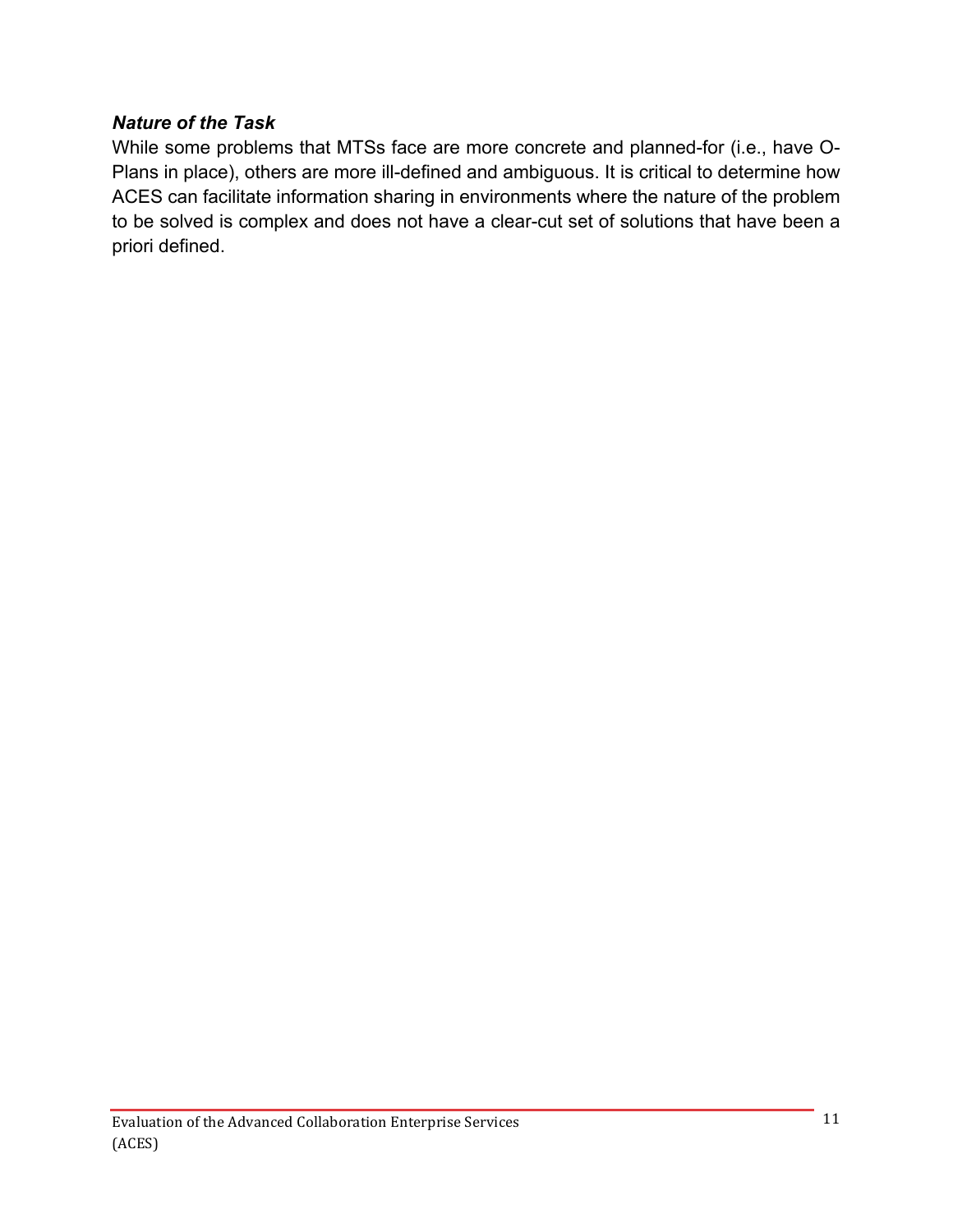### *Nature of the Task*

While some problems that MTSs face are more concrete and planned-for (i.e., have O-Plans in place), others are more ill-defined and ambiguous. It is critical to determine how ACES can facilitate information sharing in environments where the nature of the problem to be solved is complex and does not have a clear-cut set of solutions that have been a priori defined.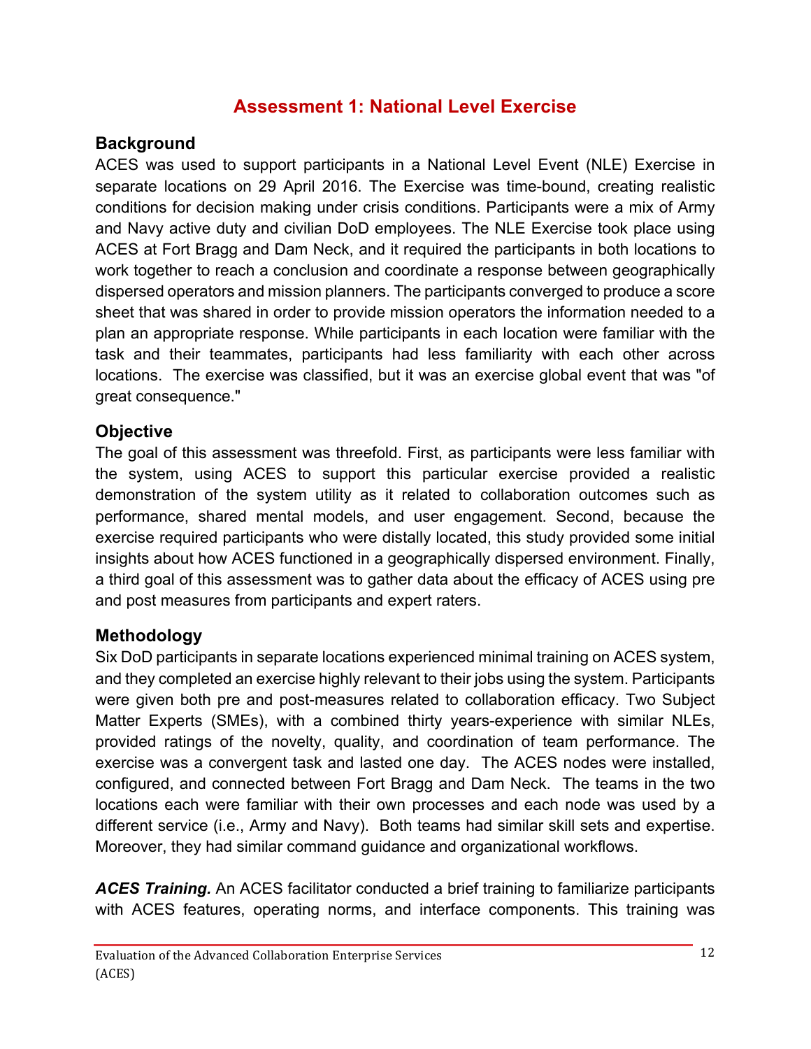## Assessment 1: National Level Exercise

### Background

ACES was used to support participants in a National Level Event (NLE) Exercise in separate locations on 29 April 2016. The Exercise was time-bound, creating realistic conditions for decision making under crisis conditions. Participants were a mix of Army and Navy active duty and civilian DoD employees. The NLE Exercise took place using ACES at Fort Bragg and Dam Neck, and it required the participants in both locations to work together to reach a conclusion and coordinate a response between geographically dispersed operators and mission planners. The participants converged to produce a score sheet that was shared in order to provide mission operators the information needed to a plan an appropriate response. While participants in each location were familiar with the task and their teammates, participants had less familiarity with each other across locations. The exercise was classified, but it was an exercise global event that was "of great consequence."

### Objective

The goal of this assessment was threefold. First, as participants were less familiar with the system, using ACES to support this particular exercise provided a realistic demonstration of the system utility as it related to collaboration outcomes such as performance, shared mental models, and user engagement. Second, because the exercise required participants who were distally located, this study provided some initial insights about how ACES functioned in a geographically dispersed environment. Finally, a third goal of this assessment was to gather data about the efficacy of ACES using pre and post measures from participants and expert raters.

### Methodology

Six DoD participants in separate locations experienced minimal training on ACES system, and they completed an exercise highly relevant to their jobs using the system. Participants were given both pre and post-measures related to collaboration efficacy. Two Subject Matter Experts (SMEs), with a combined thirty years-experience with similar NLEs, provided ratings of the novelty, quality, and coordination of team performance. The exercise was a convergent task and lasted one day. The ACES nodes were installed, configured, and connected between Fort Bragg and Dam Neck. The teams in the two locations each were familiar with their own processes and each node was used by a different service (i.e., Army and Navy). Both teams had similar skill sets and expertise. Moreover, they had similar command guidance and organizational workflows.

***ACES Training.*** An ACES facilitator conducted a brief training to familiarize participants with ACES features, operating norms, and interface components. This training was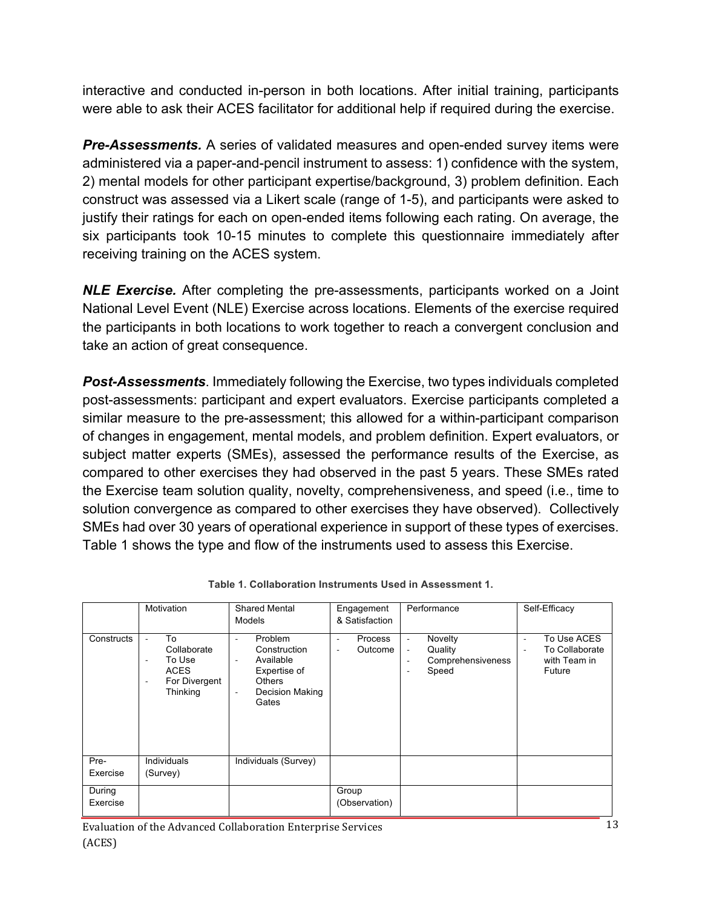interactive and conducted in-person in both locations. After initial training, participants were able to ask their ACES facilitator for additional help if required during the exercise.

***Pre-Assessments.*** A series of validated measures and open-ended survey items were administered via a paper-and-pencil instrument to assess: 1) confidence with the system, 2) mental models for other participant expertise/background, 3) problem definition. Each construct was assessed via a Likert scale (range of 1-5), and participants were asked to justify their ratings for each on open-ended items following each rating. On average, the six participants took 10-15 minutes to complete this questionnaire immediately after receiving training on the ACES system.

***NLE Exercise.*** After completing the pre-assessments, participants worked on a Joint National Level Event (NLE) Exercise across locations. Elements of the exercise required the participants in both locations to work together to reach a convergent conclusion and take an action of great consequence.

***Post-Assessments***. Immediately following the Exercise, two types individuals completed post-assessments: participant and expert evaluators. Exercise participants completed a similar measure to the pre-assessment; this allowed for a within-participant comparison of changes in engagement, mental models, and problem definition. Expert evaluators, or subject matter experts (SMEs), assessed the performance results of the Exercise, as compared to other exercises they had observed in the past 5 years. These SMEs rated the Exercise team solution quality, novelty, comprehensiveness, and speed (i.e., time to solution convergence as compared to other exercises they have observed). Collectively SMEs had over 30 years of operational experience in support of these types of exercises. Table 1 shows the type and flow of the instruments used to assess this Exercise.

**Table 1. Collaboration Instruments Used in Assessment 1.**

| | Motivation | Shared Mental Models | Engagement & Satisfaction | Performance | Self-Efficacy |
|---|---|---|---|---|---|
| Constructs | - To Collaborate<br>- To Use ACES<br>- For Divergent Thinking | - Problem Construction<br>- Available Expertise of Others<br>- Decision Making Gates | - Process<br>- Outcome | - Novelty<br>- Quality<br>- Comprehensiveness<br>- Speed | - To Use ACES<br>- To Collaborate with Team in Future |
| Pre-Exercise | Individuals (Survey) | Individuals (Survey) | | | |
| During Exercise | | | Group (Observation) | | |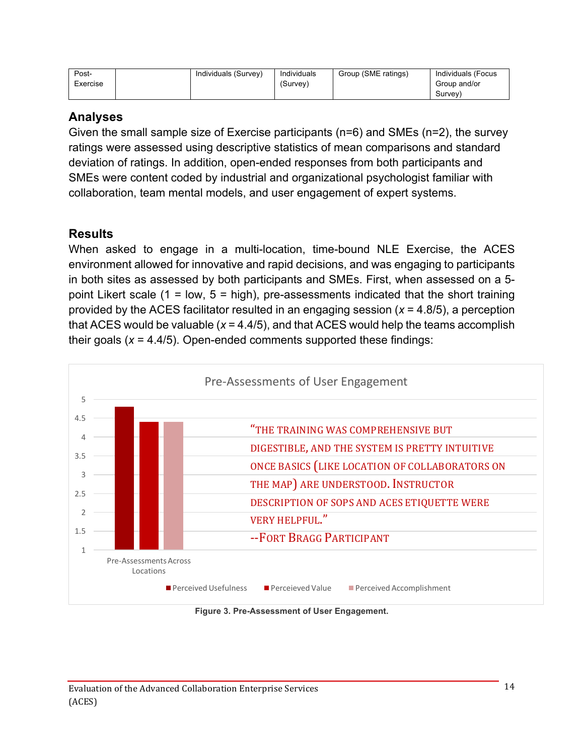| Post-Exercise | | Individuals (Survey) | Individuals (Survey) | Group (SME ratings) | Individuals (Focus Group and/or Survey) |
|---|---|---|---|---|---|

## Analyses

Given the small sample size of Exercise participants (n=6) and SMEs (n=2), the survey ratings were assessed using descriptive statistics of mean comparisons and standard deviation of ratings. In addition, open-ended responses from both participants and SMEs were content coded by industrial and organizational psychologist familiar with collaboration, team mental models, and user engagement of expert systems.

## Results

When asked to engage in a multi-location, time-bound NLE Exercise, the ACES environment allowed for innovative and rapid decisions, and was engaging to participants in both sites as assessed by both participants and SMEs. First, when assessed on a 5-point Likert scale (1 = low, 5 = high), pre-assessments indicated that the short training provided by the ACES facilitator resulted in an engaging session ($x$ = 4.8/5), a perception that ACES would be valuable ($x$ = 4.4/5), and that ACES would help the teams accomplish their goals ($x$ = 4.4/5). Open-ended comments supported these findings:

Pre-Assessments of User Engagement

| | Perceived Usefulness | Perceieved Value | Perceived Accomplishment |
|---|---|---|---|
| Pre-Assessments Across Locations | 4.8 | 4.4 | 4.4 |

"THE TRAINING WAS COMPREHENSIVE BUT DIGESTIBLE, AND THE SYSTEM IS PRETTY INTUITIVE ONCE BASICS (LIKE LOCATION OF COLLABORATORS ON THE MAP) ARE UNDERSTOOD. INSTRUCTOR DESCRIPTION OF SOPS AND ACES ETIQUETTE WERE VERY HELPFUL."
--FORT BRAGG PARTICIPANT

**Figure 3. Pre-Assessment of User Engagement.**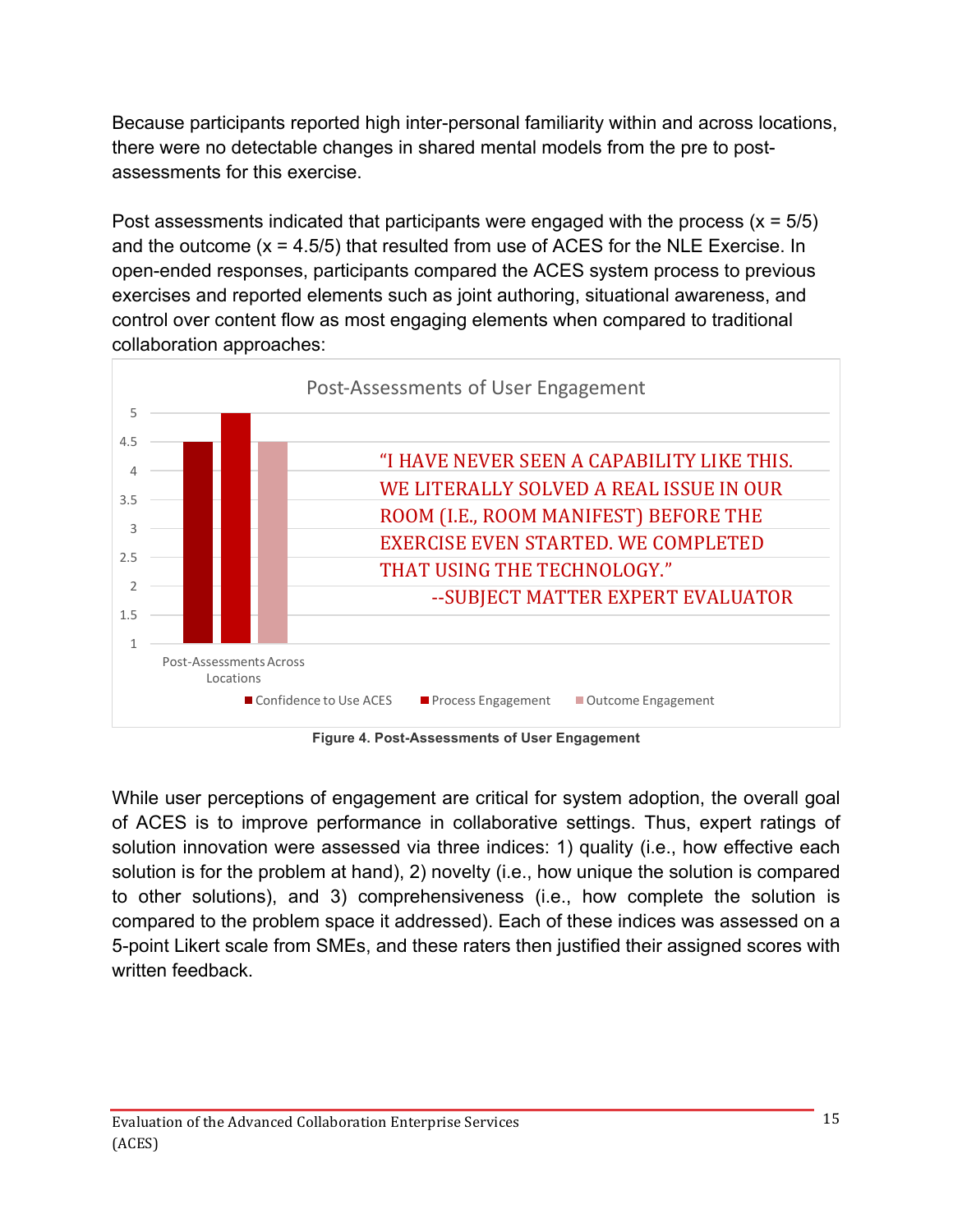Because participants reported high inter-personal familiarity within and across locations, there were no detectable changes in shared mental models from the pre to post-assessments for this exercise.

Post assessments indicated that participants were engaged with the process ($x = 5/5$) and the outcome ($x = 4.5/5$) that resulted from use of ACES for the NLE Exercise. In open-ended responses, participants compared the ACES system process to previous exercises and reported elements such as joint authoring, situational awareness, and control over content flow as most engaging elements when compared to traditional collaboration approaches:

Post-Assessments of User Engagement

| | Confidence to Use ACES | Process Engagement | Outcome Engagement |
|---|---|---|---|
| Post-Assessments Across Locations | 4.5 | 5 | 4.5 |

"I HAVE NEVER SEEN A CAPABILITY LIKE THIS. WE LITERALLY SOLVED A REAL ISSUE IN OUR ROOM (I.E., ROOM MANIFEST) BEFORE THE EXERCISE EVEN STARTED. WE COMPLETED THAT USING THE TECHNOLOGY."
--SUBJECT MATTER EXPERT EVALUATOR

**Figure 4. Post-Assessments of User Engagement**

While user perceptions of engagement are critical for system adoption, the overall goal of ACES is to improve performance in collaborative settings. Thus, expert ratings of solution innovation were assessed via three indices: 1) quality (i.e., how effective each solution is for the problem at hand), 2) novelty (i.e., how unique the solution is compared to other solutions), and 3) comprehensiveness (i.e., how complete the solution is compared to the problem space it addressed). Each of these indices was assessed on a 5-point Likert scale from SMEs, and these raters then justified their assigned scores with written feedback.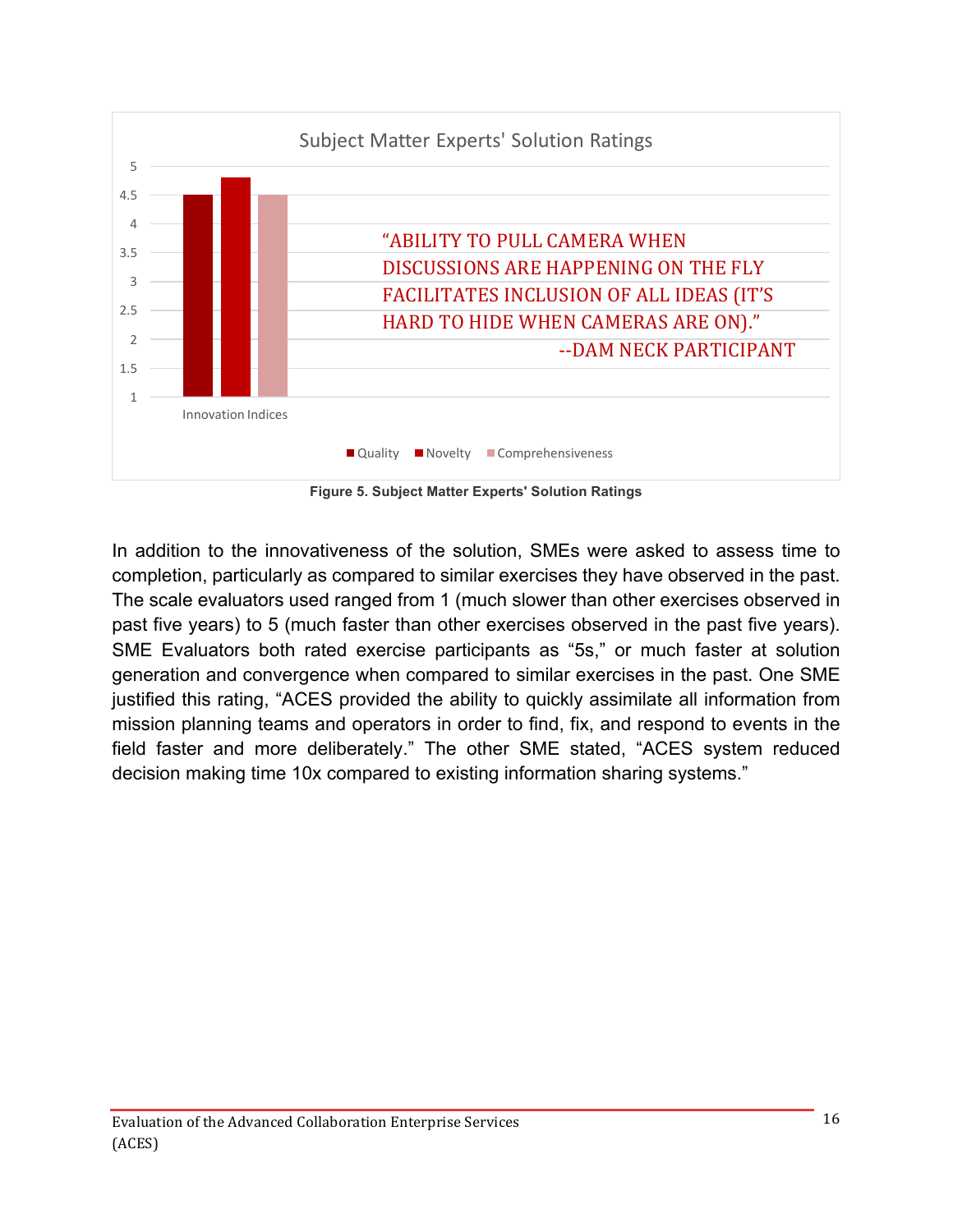Figure 5. Subject Matter Experts' Solution Ratings

In addition to the innovativeness of the solution, SMEs were asked to assess time to completion, particularly as compared to similar exercises they have observed in the past. The scale evaluators used ranged from 1 (much slower than other exercises observed in past five years) to 5 (much faster than other exercises observed in the past five years). SME Evaluators both rated exercise participants as "5s," or much faster at solution generation and convergence when compared to similar exercises in the past. One SME justified this rating, "ACES provided the ability to quickly assimilate all information from mission planning teams and operators in order to find, fix, and respond to events in the field faster and more deliberately." The other SME stated, "ACES system reduced decision making time 10x compared to existing information sharing systems."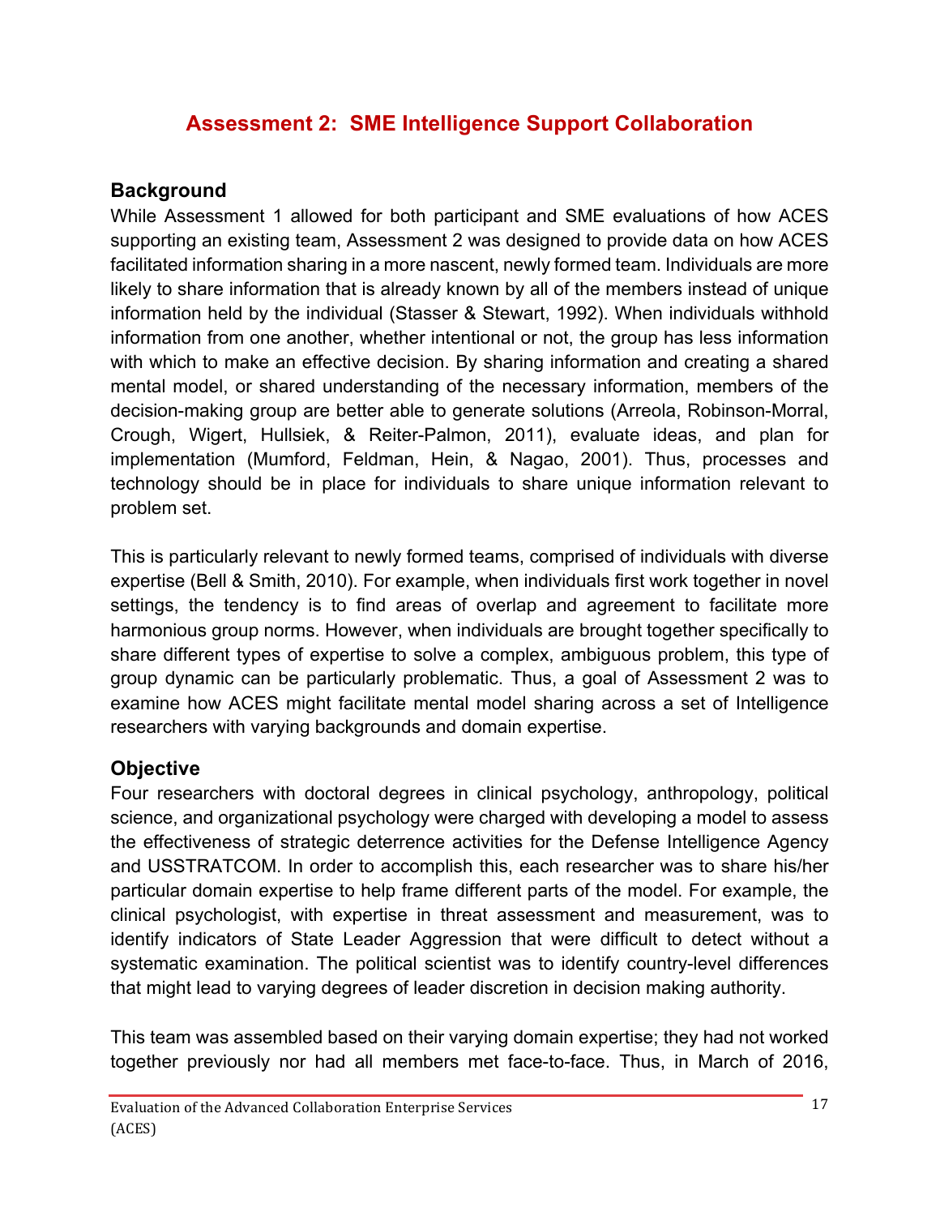## Assessment 2: SME Intelligence Support Collaboration

### Background

While Assessment 1 allowed for both participant and SME evaluations of how ACES supporting an existing team, Assessment 2 was designed to provide data on how ACES facilitated information sharing in a more nascent, newly formed team. Individuals are more likely to share information that is already known by all of the members instead of unique information held by the individual (Stasser & Stewart, 1992). When individuals withhold information from one another, whether intentional or not, the group has less information with which to make an effective decision. By sharing information and creating a shared mental model, or shared understanding of the necessary information, members of the decision-making group are better able to generate solutions (Arreola, Robinson-Morral, Crough, Wigert, Hullsiek, & Reiter-Palmon, 2011), evaluate ideas, and plan for implementation (Mumford, Feldman, Hein, & Nagao, 2001). Thus, processes and technology should be in place for individuals to share unique information relevant to problem set.

This is particularly relevant to newly formed teams, comprised of individuals with diverse expertise (Bell & Smith, 2010). For example, when individuals first work together in novel settings, the tendency is to find areas of overlap and agreement to facilitate more harmonious group norms. However, when individuals are brought together specifically to share different types of expertise to solve a complex, ambiguous problem, this type of group dynamic can be particularly problematic. Thus, a goal of Assessment 2 was to examine how ACES might facilitate mental model sharing across a set of Intelligence researchers with varying backgrounds and domain expertise.

### Objective

Four researchers with doctoral degrees in clinical psychology, anthropology, political science, and organizational psychology were charged with developing a model to assess the effectiveness of strategic deterrence activities for the Defense Intelligence Agency and USSTRATCOM. In order to accomplish this, each researcher was to share his/her particular domain expertise to help frame different parts of the model. For example, the clinical psychologist, with expertise in threat assessment and measurement, was to identify indicators of State Leader Aggression that were difficult to detect without a systematic examination. The political scientist was to identify country-level differences that might lead to varying degrees of leader discretion in decision making authority.

This team was assembled based on their varying domain expertise; they had not worked together previously nor had all members met face-to-face. Thus, in March of 2016,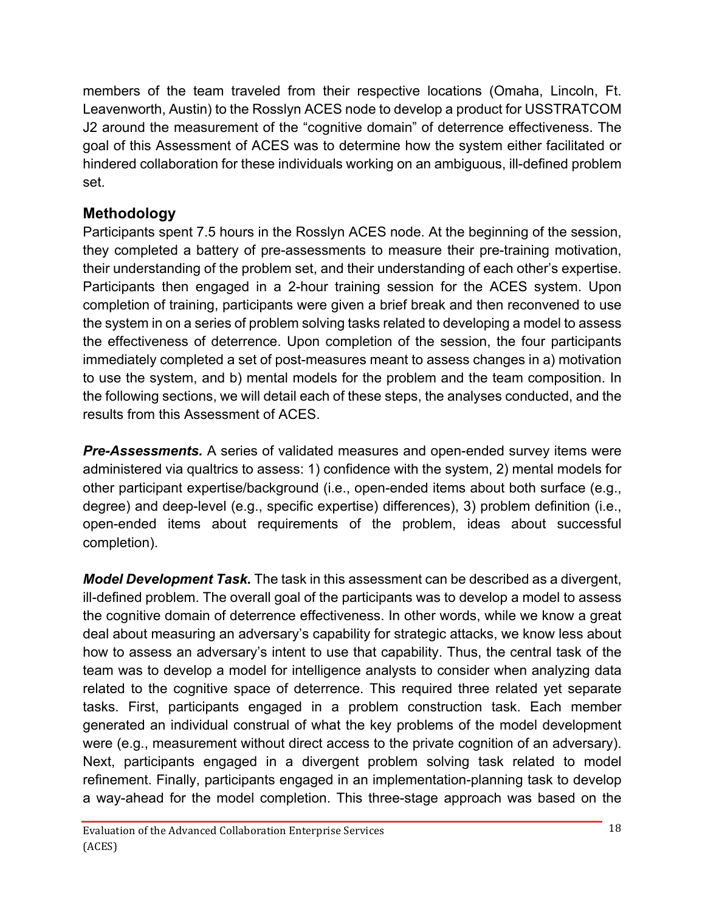members of the team traveled from their respective locations (Omaha, Lincoln, Ft. Leavenworth, Austin) to the Rosslyn ACES node to develop a product for USSTRATCOM J2 around the measurement of the "cognitive domain" of deterrence effectiveness. The goal of this Assessment of ACES was to determine how the system either facilitated or hindered collaboration for these individuals working on an ambiguous, ill-defined problem set.

## Methodology

Participants spent 7.5 hours in the Rosslyn ACES node. At the beginning of the session, they completed a battery of pre-assessments to measure their pre-training motivation, their understanding of the problem set, and their understanding of each other's expertise. Participants then engaged in a 2-hour training session for the ACES system. Upon completion of training, participants were given a brief break and then reconvened to use the system in on a series of problem solving tasks related to developing a model to assess the effectiveness of deterrence. Upon completion of the session, the four participants immediately completed a set of post-measures meant to assess changes in a) motivation to use the system, and b) mental models for the problem and the team composition. In the following sections, we will detail each of these steps, the analyses conducted, and the results from this Assessment of ACES.

***Pre-Assessments.*** A series of validated measures and open-ended survey items were administered via qualtrics to assess: 1) confidence with the system, 2) mental models for other participant expertise/background (i.e., open-ended items about both surface (e.g., degree) and deep-level (e.g., specific expertise) differences), 3) problem definition (i.e., open-ended items about requirements of the problem, ideas about successful completion).

***Model Development Task.*** The task in this assessment can be described as a divergent, ill-defined problem. The overall goal of the participants was to develop a model to assess the cognitive domain of deterrence effectiveness. In other words, while we know a great deal about measuring an adversary's capability for strategic attacks, we know less about how to assess an adversary's intent to use that capability. Thus, the central task of the team was to develop a model for intelligence analysts to consider when analyzing data related to the cognitive space of deterrence. This required three related yet separate tasks. First, participants engaged in a problem construction task. Each member generated an individual construal of what the key problems of the model development were (e.g., measurement without direct access to the private cognition of an adversary). Next, participants engaged in a divergent problem solving task related to model refinement. Finally, participants engaged in an implementation-planning task to develop a way-ahead for the model completion. This three-stage approach was based on the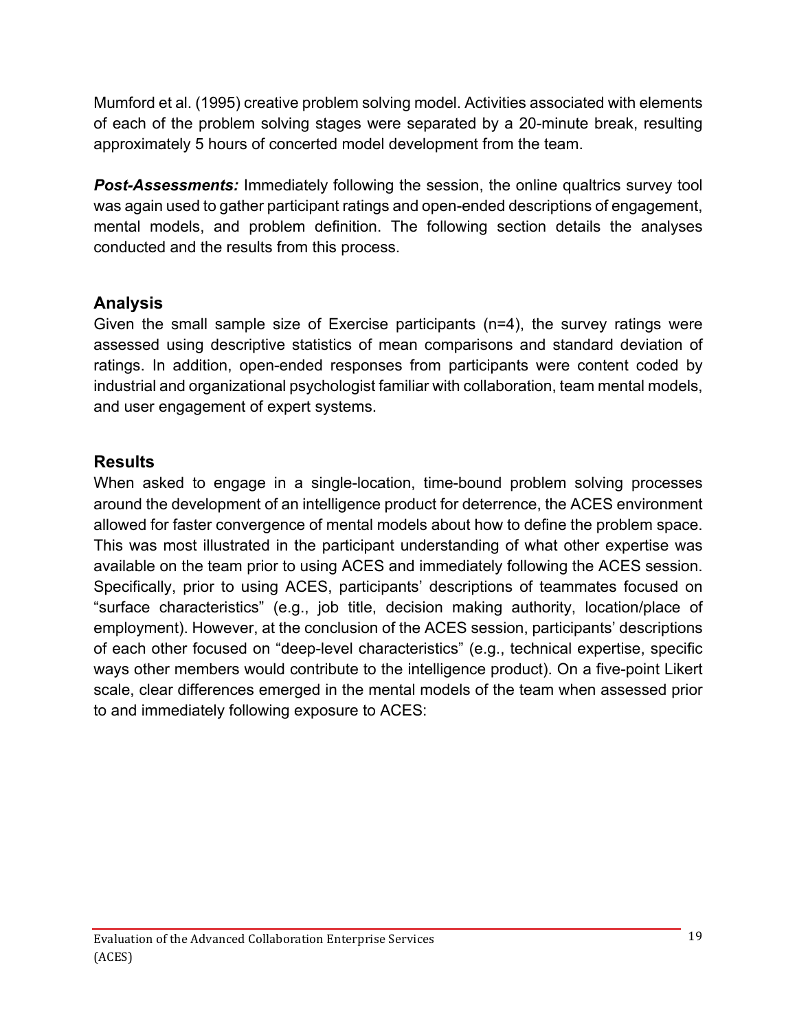Mumford et al. (1995) creative problem solving model. Activities associated with elements of each of the problem solving stages were separated by a 20-minute break, resulting approximately 5 hours of concerted model development from the team.

***Post-Assessments:*** Immediately following the session, the online qualtrics survey tool was again used to gather participant ratings and open-ended descriptions of engagement, mental models, and problem definition. The following section details the analyses conducted and the results from this process.

## Analysis

Given the small sample size of Exercise participants (n=4), the survey ratings were assessed using descriptive statistics of mean comparisons and standard deviation of ratings. In addition, open-ended responses from participants were content coded by industrial and organizational psychologist familiar with collaboration, team mental models, and user engagement of expert systems.

## Results

When asked to engage in a single-location, time-bound problem solving processes around the development of an intelligence product for deterrence, the ACES environment allowed for faster convergence of mental models about how to define the problem space. This was most illustrated in the participant understanding of what other expertise was available on the team prior to using ACES and immediately following the ACES session. Specifically, prior to using ACES, participants' descriptions of teammates focused on "surface characteristics" (e.g., job title, decision making authority, location/place of employment). However, at the conclusion of the ACES session, participants' descriptions of each other focused on "deep-level characteristics" (e.g., technical expertise, specific ways other members would contribute to the intelligence product). On a five-point Likert scale, clear differences emerged in the mental models of the team when assessed prior to and immediately following exposure to ACES: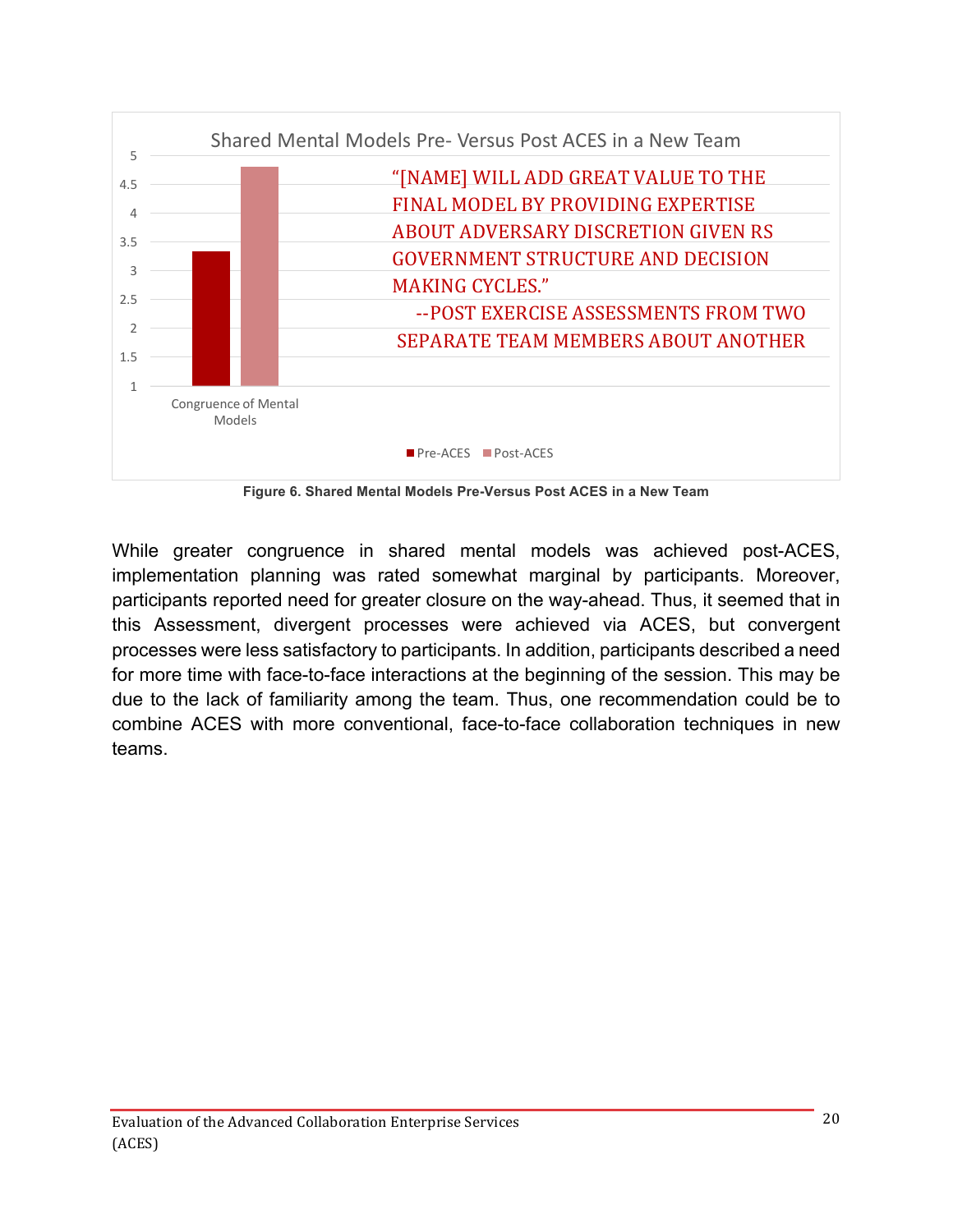Shared Mental Models Pre- Versus Post ACES in a New Team

| | Pre-ACES | Post-ACES |
|---|---|---|
| Congruence of Mental Models | ~3.33 | ~4.8 |

"[NAME] WILL ADD GREAT VALUE TO THE FINAL MODEL BY PROVIDING EXPERTISE ABOUT ADVERSARY DISCRETION GIVEN RS GOVERNMENT STRUCTURE AND DECISION MAKING CYCLES."
--POST EXERCISE ASSESSMENTS FROM TWO SEPARATE TEAM MEMBERS ABOUT ANOTHER

**Figure 6. Shared Mental Models Pre-Versus Post ACES in a New Team**

While greater congruence in shared mental models was achieved post-ACES, implementation planning was rated somewhat marginal by participants. Moreover, participants reported need for greater closure on the way-ahead. Thus, it seemed that in this Assessment, divergent processes were achieved via ACES, but convergent processes were less satisfactory to participants. In addition, participants described a need for more time with face-to-face interactions at the beginning of the session. This may be due to the lack of familiarity among the team. Thus, one recommendation could be to combine ACES with more conventional, face-to-face collaboration techniques in new teams.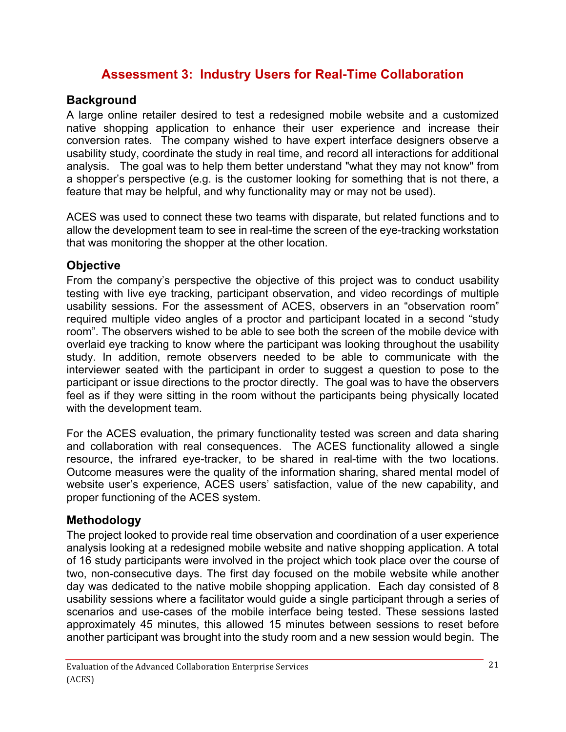## Assessment 3: Industry Users for Real-Time Collaboration

### Background

A large online retailer desired to test a redesigned mobile website and a customized native shopping application to enhance their user experience and increase their conversion rates. The company wished to have expert interface designers observe a usability study, coordinate the study in real time, and record all interactions for additional analysis. The goal was to help them better understand "what they may not know" from a shopper's perspective (e.g. is the customer looking for something that is not there, a feature that may be helpful, and why functionality may or may not be used).

ACES was used to connect these two teams with disparate, but related functions and to allow the development team to see in real-time the screen of the eye-tracking workstation that was monitoring the shopper at the other location.

### Objective

From the company's perspective the objective of this project was to conduct usability testing with live eye tracking, participant observation, and video recordings of multiple usability sessions. For the assessment of ACES, observers in an "observation room" required multiple video angles of a proctor and participant located in a second "study room". The observers wished to be able to see both the screen of the mobile device with overlaid eye tracking to know where the participant was looking throughout the usability study. In addition, remote observers needed to be able to communicate with the interviewer seated with the participant in order to suggest a question to pose to the participant or issue directions to the proctor directly. The goal was to have the observers feel as if they were sitting in the room without the participants being physically located with the development team.

For the ACES evaluation, the primary functionality tested was screen and data sharing and collaboration with real consequences. The ACES functionality allowed a single resource, the infrared eye-tracker, to be shared in real-time with the two locations. Outcome measures were the quality of the information sharing, shared mental model of website user's experience, ACES users' satisfaction, value of the new capability, and proper functioning of the ACES system.

### Methodology

The project looked to provide real time observation and coordination of a user experience analysis looking at a redesigned mobile website and native shopping application. A total of 16 study participants were involved in the project which took place over the course of two, non-consecutive days. The first day focused on the mobile website while another day was dedicated to the native mobile shopping application. Each day consisted of 8 usability sessions where a facilitator would guide a single participant through a series of scenarios and use-cases of the mobile interface being tested. These sessions lasted approximately 45 minutes, this allowed 15 minutes between sessions to reset before another participant was brought into the study room and a new session would begin. The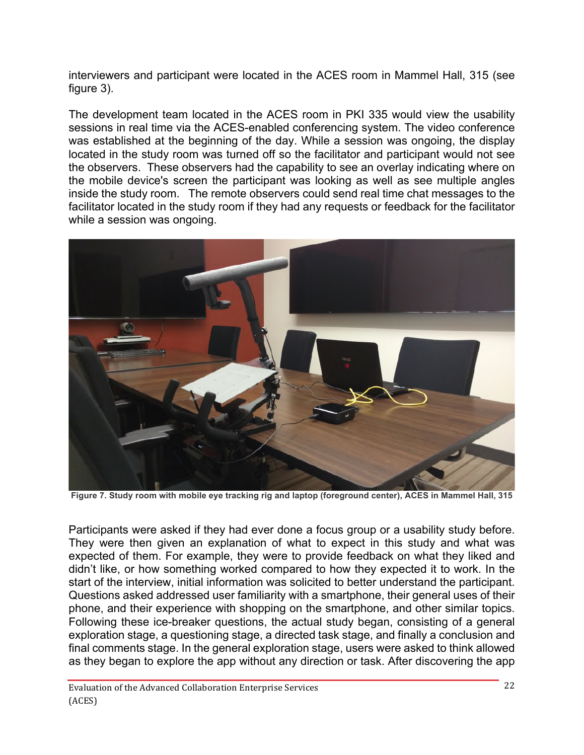interviewers and participant were located in the ACES room in Mammel Hall, 315 (see figure 3).

The development team located in the ACES room in PKI 335 would view the usability sessions in real time via the ACES-enabled conferencing system. The video conference was established at the beginning of the day. While a session was ongoing, the display located in the study room was turned off so the facilitator and participant would not see the observers. These observers had the capability to see an overlay indicating where on the mobile device's screen the participant was looking as well as see multiple angles inside the study room. The remote observers could send real time chat messages to the facilitator located in the study room if they had any requests or feedback for the facilitator while a session was ongoing.

**Figure 7. Study room with mobile eye tracking rig and laptop (foreground center), ACES in Mammel Hall, 315**

Participants were asked if they had ever done a focus group or a usability study before. They were then given an explanation of what to expect in this study and what was expected of them. For example, they were to provide feedback on what they liked and didn't like, or how something worked compared to how they expected it to work. In the start of the interview, initial information was solicited to better understand the participant. Questions asked addressed user familiarity with a smartphone, their general uses of their phone, and their experience with shopping on the smartphone, and other similar topics. Following these ice-breaker questions, the actual study began, consisting of a general exploration stage, a questioning stage, a directed task stage, and finally a conclusion and final comments stage. In the general exploration stage, users were asked to think allowed as they began to explore the app without any direction or task. After discovering the app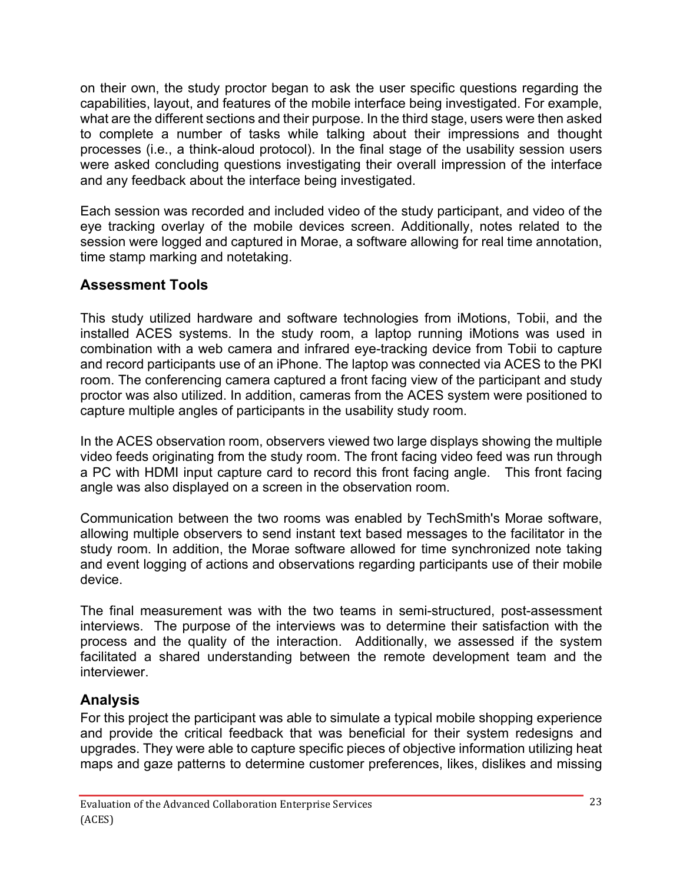on their own, the study proctor began to ask the user specific questions regarding the capabilities, layout, and features of the mobile interface being investigated. For example, what are the different sections and their purpose. In the third stage, users were then asked to complete a number of tasks while talking about their impressions and thought processes (i.e., a think-aloud protocol). In the final stage of the usability session users were asked concluding questions investigating their overall impression of the interface and any feedback about the interface being investigated.

Each session was recorded and included video of the study participant, and video of the eye tracking overlay of the mobile devices screen. Additionally, notes related to the session were logged and captured in Morae, a software allowing for real time annotation, time stamp marking and notetaking.

## Assessment Tools

This study utilized hardware and software technologies from iMotions, Tobii, and the installed ACES systems. In the study room, a laptop running iMotions was used in combination with a web camera and infrared eye-tracking device from Tobii to capture and record participants use of an iPhone. The laptop was connected via ACES to the PKI room. The conferencing camera captured a front facing view of the participant and study proctor was also utilized. In addition, cameras from the ACES system were positioned to capture multiple angles of participants in the usability study room.

In the ACES observation room, observers viewed two large displays showing the multiple video feeds originating from the study room. The front facing video feed was run through a PC with HDMI input capture card to record this front facing angle. This front facing angle was also displayed on a screen in the observation room.

Communication between the two rooms was enabled by TechSmith's Morae software, allowing multiple observers to send instant text based messages to the facilitator in the study room. In addition, the Morae software allowed for time synchronized note taking and event logging of actions and observations regarding participants use of their mobile device.

The final measurement was with the two teams in semi-structured, post-assessment interviews. The purpose of the interviews was to determine their satisfaction with the process and the quality of the interaction. Additionally, we assessed if the system facilitated a shared understanding between the remote development team and the interviewer.

## Analysis

For this project the participant was able to simulate a typical mobile shopping experience and provide the critical feedback that was beneficial for their system redesigns and upgrades. They were able to capture specific pieces of objective information utilizing heat maps and gaze patterns to determine customer preferences, likes, dislikes and missing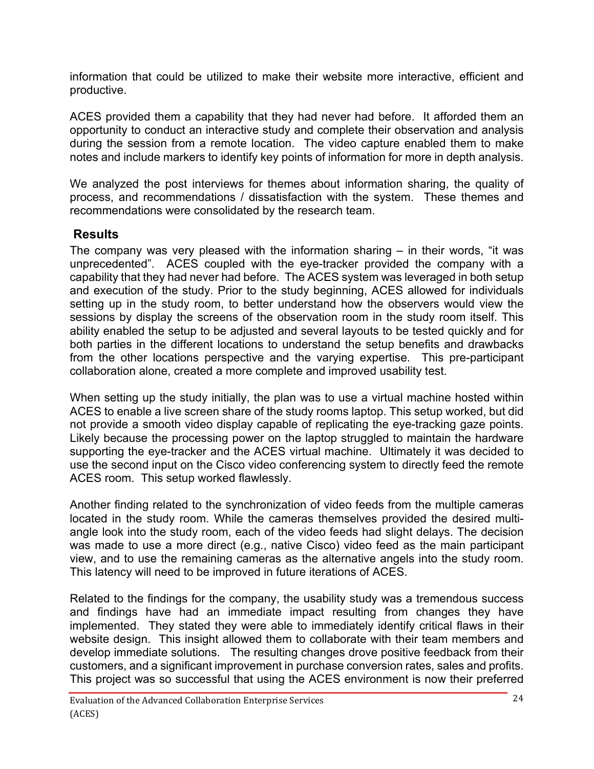information that could be utilized to make their website more interactive, efficient and productive.

ACES provided them a capability that they had never had before. It afforded them an opportunity to conduct an interactive study and complete their observation and analysis during the session from a remote location. The video capture enabled them to make notes and include markers to identify key points of information for more in depth analysis.

We analyzed the post interviews for themes about information sharing, the quality of process, and recommendations / dissatisfaction with the system. These themes and recommendations were consolidated by the research team.

## Results

The company was very pleased with the information sharing – in their words, "it was unprecedented". ACES coupled with the eye-tracker provided the company with a capability that they had never had before. The ACES system was leveraged in both setup and execution of the study. Prior to the study beginning, ACES allowed for individuals setting up in the study room, to better understand how the observers would view the sessions by display the screens of the observation room in the study room itself. This ability enabled the setup to be adjusted and several layouts to be tested quickly and for both parties in the different locations to understand the setup benefits and drawbacks from the other locations perspective and the varying expertise. This pre-participant collaboration alone, created a more complete and improved usability test.

When setting up the study initially, the plan was to use a virtual machine hosted within ACES to enable a live screen share of the study rooms laptop. This setup worked, but did not provide a smooth video display capable of replicating the eye-tracking gaze points. Likely because the processing power on the laptop struggled to maintain the hardware supporting the eye-tracker and the ACES virtual machine. Ultimately it was decided to use the second input on the Cisco video conferencing system to directly feed the remote ACES room. This setup worked flawlessly.

Another finding related to the synchronization of video feeds from the multiple cameras located in the study room. While the cameras themselves provided the desired multi-angle look into the study room, each of the video feeds had slight delays. The decision was made to use a more direct (e.g., native Cisco) video feed as the main participant view, and to use the remaining cameras as the alternative angels into the study room. This latency will need to be improved in future iterations of ACES.

Related to the findings for the company, the usability study was a tremendous success and findings have had an immediate impact resulting from changes they have implemented. They stated they were able to immediately identify critical flaws in their website design. This insight allowed them to collaborate with their team members and develop immediate solutions. The resulting changes drove positive feedback from their customers, and a significant improvement in purchase conversion rates, sales and profits. This project was so successful that using the ACES environment is now their preferred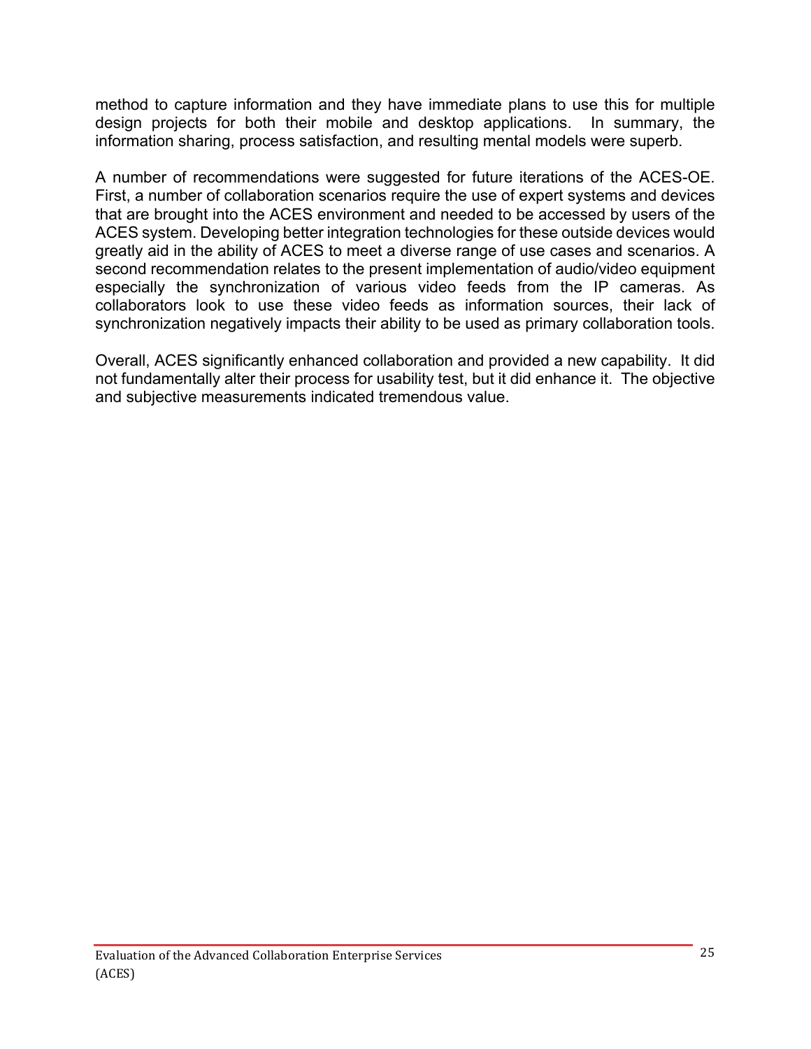method to capture information and they have immediate plans to use this for multiple design projects for both their mobile and desktop applications. In summary, the information sharing, process satisfaction, and resulting mental models were superb.

A number of recommendations were suggested for future iterations of the ACES-OE. First, a number of collaboration scenarios require the use of expert systems and devices that are brought into the ACES environment and needed to be accessed by users of the ACES system. Developing better integration technologies for these outside devices would greatly aid in the ability of ACES to meet a diverse range of use cases and scenarios. A second recommendation relates to the present implementation of audio/video equipment especially the synchronization of various video feeds from the IP cameras. As collaborators look to use these video feeds as information sources, their lack of synchronization negatively impacts their ability to be used as primary collaboration tools.

Overall, ACES significantly enhanced collaboration and provided a new capability. It did not fundamentally alter their process for usability test, but it did enhance it. The objective and subjective measurements indicated tremendous value.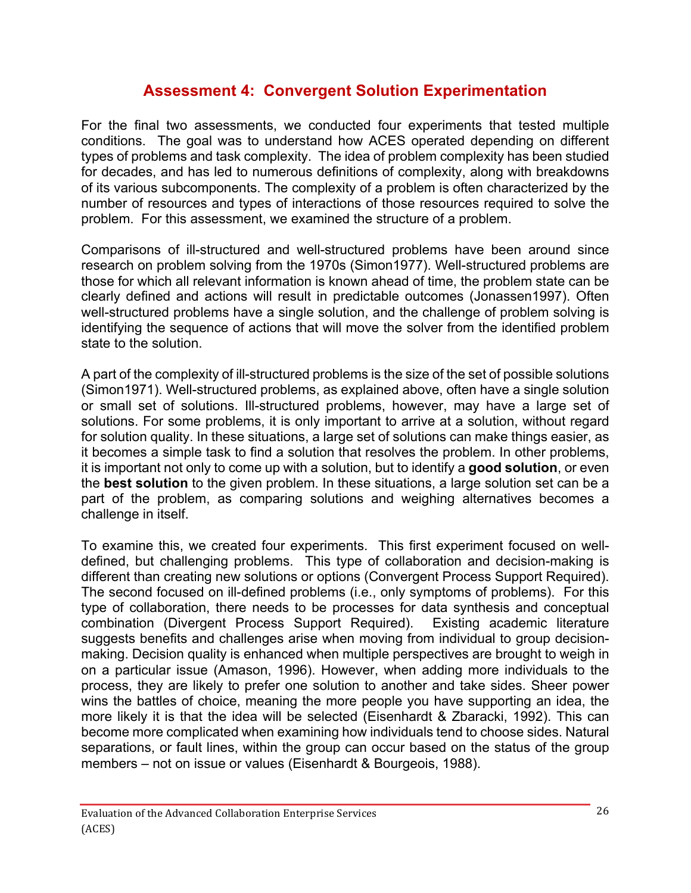## Assessment 4: Convergent Solution Experimentation

For the final two assessments, we conducted four experiments that tested multiple conditions. The goal was to understand how ACES operated depending on different types of problems and task complexity. The idea of problem complexity has been studied for decades, and has led to numerous definitions of complexity, along with breakdowns of its various subcomponents. The complexity of a problem is often characterized by the number of resources and types of interactions of those resources required to solve the problem. For this assessment, we examined the structure of a problem.

Comparisons of ill-structured and well-structured problems have been around since research on problem solving from the 1970s (Simon1977). Well-structured problems are those for which all relevant information is known ahead of time, the problem state can be clearly defined and actions will result in predictable outcomes (Jonassen1997). Often well-structured problems have a single solution, and the challenge of problem solving is identifying the sequence of actions that will move the solver from the identified problem state to the solution.

A part of the complexity of ill-structured problems is the size of the set of possible solutions (Simon1971). Well-structured problems, as explained above, often have a single solution or small set of solutions. Ill-structured problems, however, may have a large set of solutions. For some problems, it is only important to arrive at a solution, without regard for solution quality. In these situations, a large set of solutions can make things easier, as it becomes a simple task to find a solution that resolves the problem. In other problems, it is important not only to come up with a solution, but to identify a **good solution**, or even the **best solution** to the given problem. In these situations, a large solution set can be a part of the problem, as comparing solutions and weighing alternatives becomes a challenge in itself.

To examine this, we created four experiments. This first experiment focused on well-defined, but challenging problems. This type of collaboration and decision-making is different than creating new solutions or options (Convergent Process Support Required). The second focused on ill-defined problems (i.e., only symptoms of problems). For this type of collaboration, there needs to be processes for data synthesis and conceptual combination (Divergent Process Support Required). Existing academic literature suggests benefits and challenges arise when moving from individual to group decision-making. Decision quality is enhanced when multiple perspectives are brought to weigh in on a particular issue (Amason, 1996). However, when adding more individuals to the process, they are likely to prefer one solution to another and take sides. Sheer power wins the battles of choice, meaning the more people you have supporting an idea, the more likely it is that the idea will be selected (Eisenhardt & Zbaracki, 1992). This can become more complicated when examining how individuals tend to choose sides. Natural separations, or fault lines, within the group can occur based on the status of the group members – not on issue or values (Eisenhardt & Bourgeois, 1988).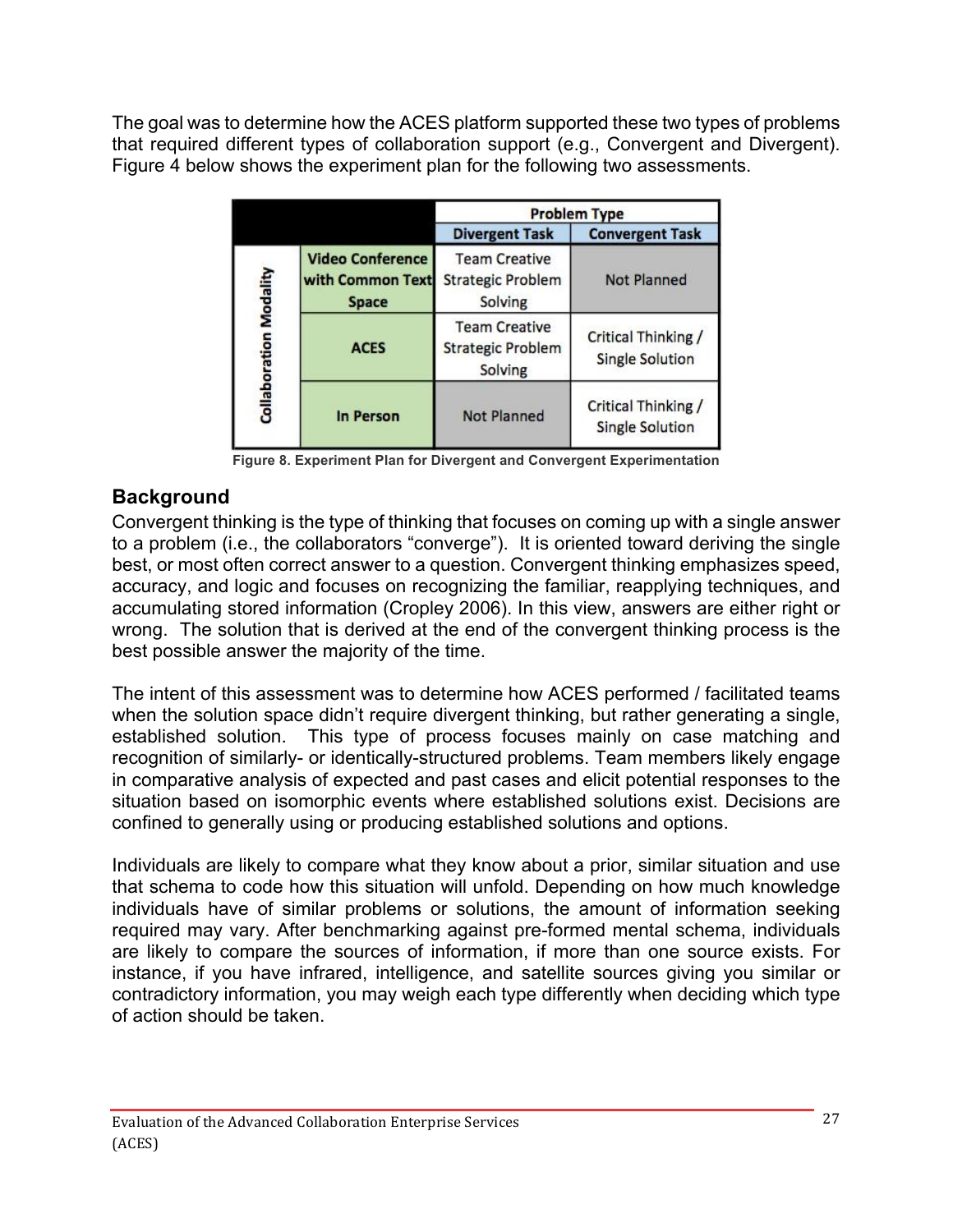The goal was to determine how the ACES platform supported these two types of problems that required different types of collaboration support (e.g., Convergent and Divergent). Figure 4 below shows the experiment plan for the following two assessments.

| | | Problem Type | |
|---|---|---|---|
| | | Divergent Task | Convergent Task |
| Collaboration Modality | Video Conference with Common Text Space | Team Creative Strategic Problem Solving | Not Planned |
| | ACES | Team Creative Strategic Problem Solving | Critical Thinking / Single Solution |
| | In Person | Not Planned | Critical Thinking / Single Solution |

**Figure 8. Experiment Plan for Divergent and Convergent Experimentation**

## Background

Convergent thinking is the type of thinking that focuses on coming up with a single answer to a problem (i.e., the collaborators "converge"). It is oriented toward deriving the single best, or most often correct answer to a question. Convergent thinking emphasizes speed, accuracy, and logic and focuses on recognizing the familiar, reapplying techniques, and accumulating stored information (Cropley 2006). In this view, answers are either right or wrong. The solution that is derived at the end of the convergent thinking process is the best possible answer the majority of the time.

The intent of this assessment was to determine how ACES performed / facilitated teams when the solution space didn't require divergent thinking, but rather generating a single, established solution. This type of process focuses mainly on case matching and recognition of similarly- or identically-structured problems. Team members likely engage in comparative analysis of expected and past cases and elicit potential responses to the situation based on isomorphic events where established solutions exist. Decisions are confined to generally using or producing established solutions and options.

Individuals are likely to compare what they know about a prior, similar situation and use that schema to code how this situation will unfold. Depending on how much knowledge individuals have of similar problems or solutions, the amount of information seeking required may vary. After benchmarking against pre-formed mental schema, individuals are likely to compare the sources of information, if more than one source exists. For instance, if you have infrared, intelligence, and satellite sources giving you similar or contradictory information, you may weigh each type differently when deciding which type of action should be taken.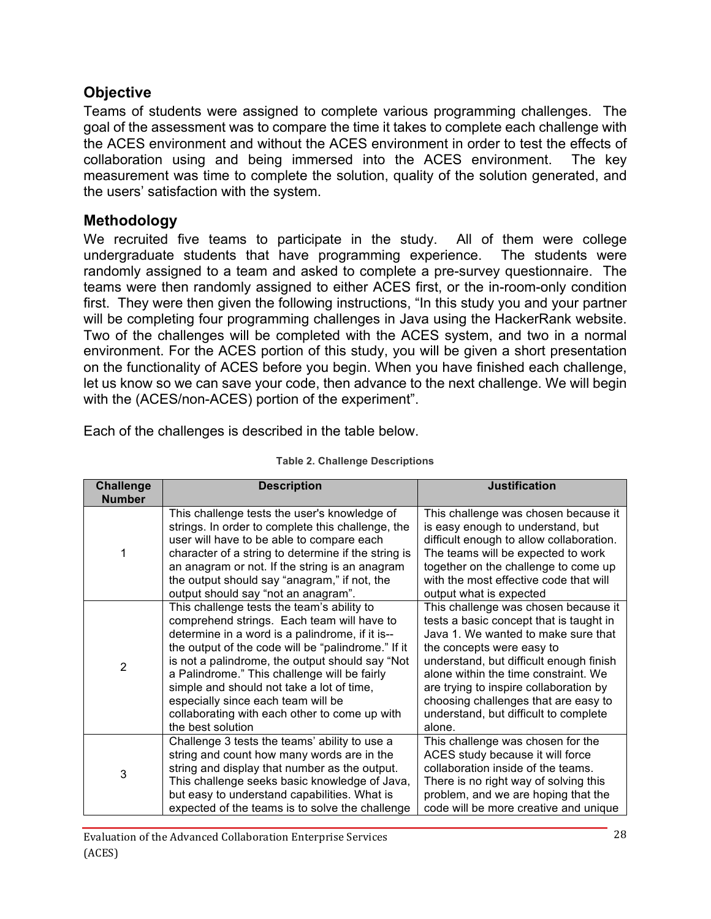## Objective

Teams of students were assigned to complete various programming challenges. The goal of the assessment was to compare the time it takes to complete each challenge with the ACES environment and without the ACES environment in order to test the effects of collaboration using and being immersed into the ACES environment. The key measurement was time to complete the solution, quality of the solution generated, and the users' satisfaction with the system.

## Methodology

We recruited five teams to participate in the study. All of them were college undergraduate students that have programming experience. The students were randomly assigned to a team and asked to complete a pre-survey questionnaire. The teams were then randomly assigned to either ACES first, or the in-room-only condition first. They were then given the following instructions, "In this study you and your partner will be completing four programming challenges in Java using the HackerRank website. Two of the challenges will be completed with the ACES system, and two in a normal environment. For the ACES portion of this study, you will be given a short presentation on the functionality of ACES before you begin. When you have finished each challenge, let us know so we can save your code, then advance to the next challenge. We will begin with the (ACES/non-ACES) portion of the experiment".

Each of the challenges is described in the table below.

**Table 2. Challenge Descriptions**

| Challenge Number | Description | Justification |
|---|---|---|
| 1 | This challenge tests the user's knowledge of strings. In order to complete this challenge, the user will have to be able to compare each character of a string to determine if the string is an anagram or not. If the string is an anagram the output should say "anagram," if not, the output should say "not an anagram". | This challenge was chosen because it is easy enough to understand, but difficult enough to allow collaboration. The teams will be expected to work together on the challenge to come up with the most effective code that will output what is expected |
| 2 | This challenge tests the team's ability to comprehend strings. Each team will have to determine in a word is a palindrome, if it is--the output of the code will be "palindrome." If it is not a palindrome, the output should say "Not a Palindrome." This challenge will be fairly simple and should not take a lot of time, especially since each team will be collaborating with each other to come up with the best solution | This challenge was chosen because it tests a basic concept that is taught in Java 1. We wanted to make sure that the concepts were easy to understand, but difficult enough finish alone within the time constraint. We are trying to inspire collaboration by choosing challenges that are easy to understand, but difficult to complete alone. |
| 3 | Challenge 3 tests the teams' ability to use a string and count how many words are in the string and display that number as the output. This challenge seeks basic knowledge of Java, but easy to understand capabilities. What is expected of the teams is to solve the challenge | This challenge was chosen for the ACES study because it will force collaboration inside of the teams. There is no right way of solving this problem, and we are hoping that the code will be more creative and unique |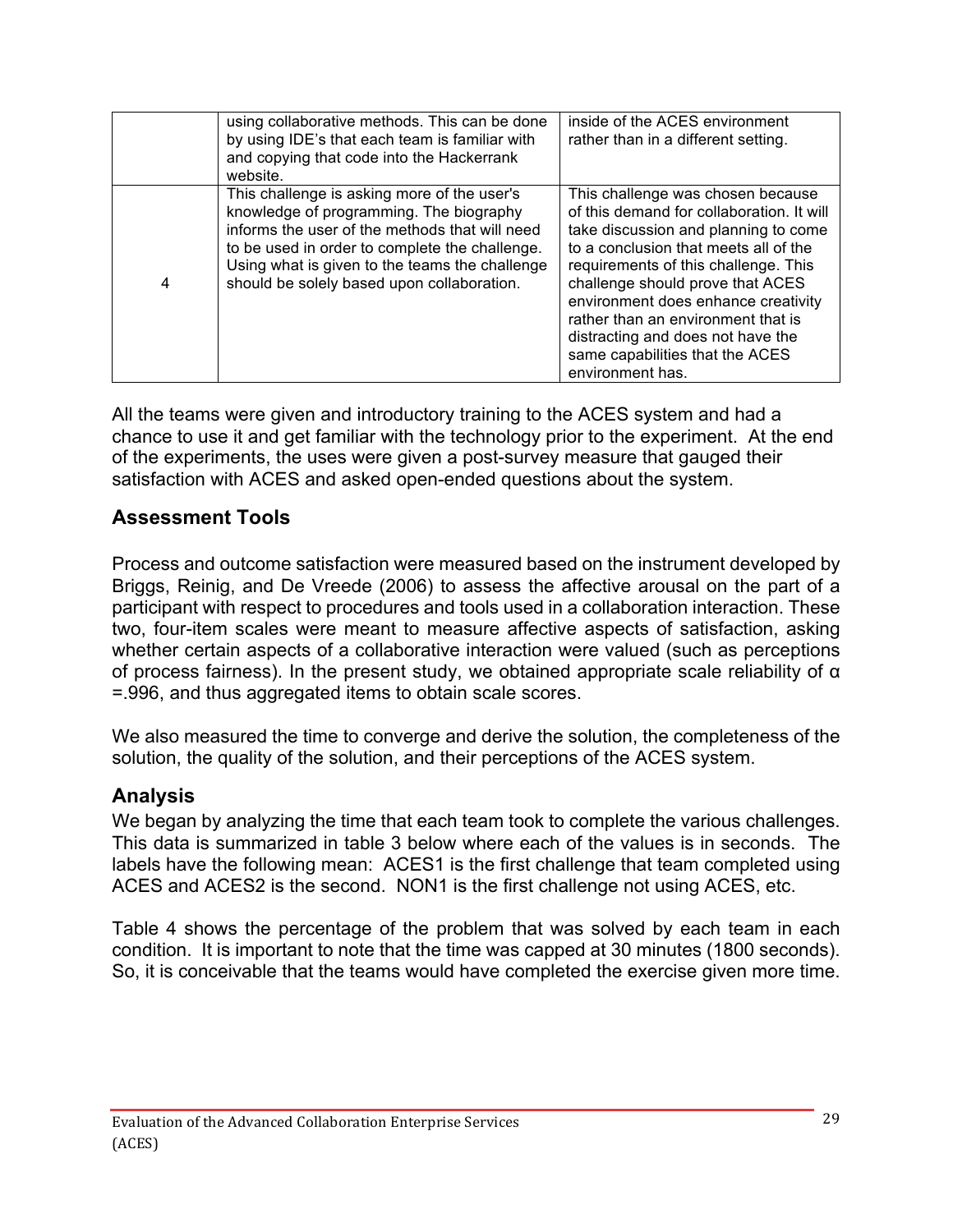|   | using collaborative methods. This can be done by using IDE's that each team is familiar with and copying that code into the Hackerrank website. | inside of the ACES environment rather than in a different setting. |
|---|---|---|
| 4 | This challenge is asking more of the user's knowledge of programming. The biography informs the user of the methods that will need to be used in order to complete the challenge. Using what is given to the teams the challenge should be solely based upon collaboration. | This challenge was chosen because of this demand for collaboration. It will take discussion and planning to come to a conclusion that meets all of the requirements of this challenge. This challenge should prove that ACES environment does enhance creativity rather than an environment that is distracting and does not have the same capabilities that the ACES environment has. |

All the teams were given and introductory training to the ACES system and had a chance to use it and get familiar with the technology prior to the experiment. At the end of the experiments, the uses were given a post-survey measure that gauged their satisfaction with ACES and asked open-ended questions about the system.

## Assessment Tools

Process and outcome satisfaction were measured based on the instrument developed by Briggs, Reinig, and De Vreede (2006) to assess the affective arousal on the part of a participant with respect to procedures and tools used in a collaboration interaction. These two, four-item scales were meant to measure affective aspects of satisfaction, asking whether certain aspects of a collaborative interaction were valued (such as perceptions of process fairness). In the present study, we obtained appropriate scale reliability of $\alpha = .996$, and thus aggregated items to obtain scale scores.

We also measured the time to converge and derive the solution, the completeness of the solution, the quality of the solution, and their perceptions of the ACES system.

## Analysis

We began by analyzing the time that each team took to complete the various challenges. This data is summarized in table 3 below where each of the values is in seconds. The labels have the following mean: ACES1 is the first challenge that team completed using ACES and ACES2 is the second. NON1 is the first challenge not using ACES, etc.

Table 4 shows the percentage of the problem that was solved by each team in each condition. It is important to note that the time was capped at 30 minutes (1800 seconds). So, it is conceivable that the teams would have completed the exercise given more time.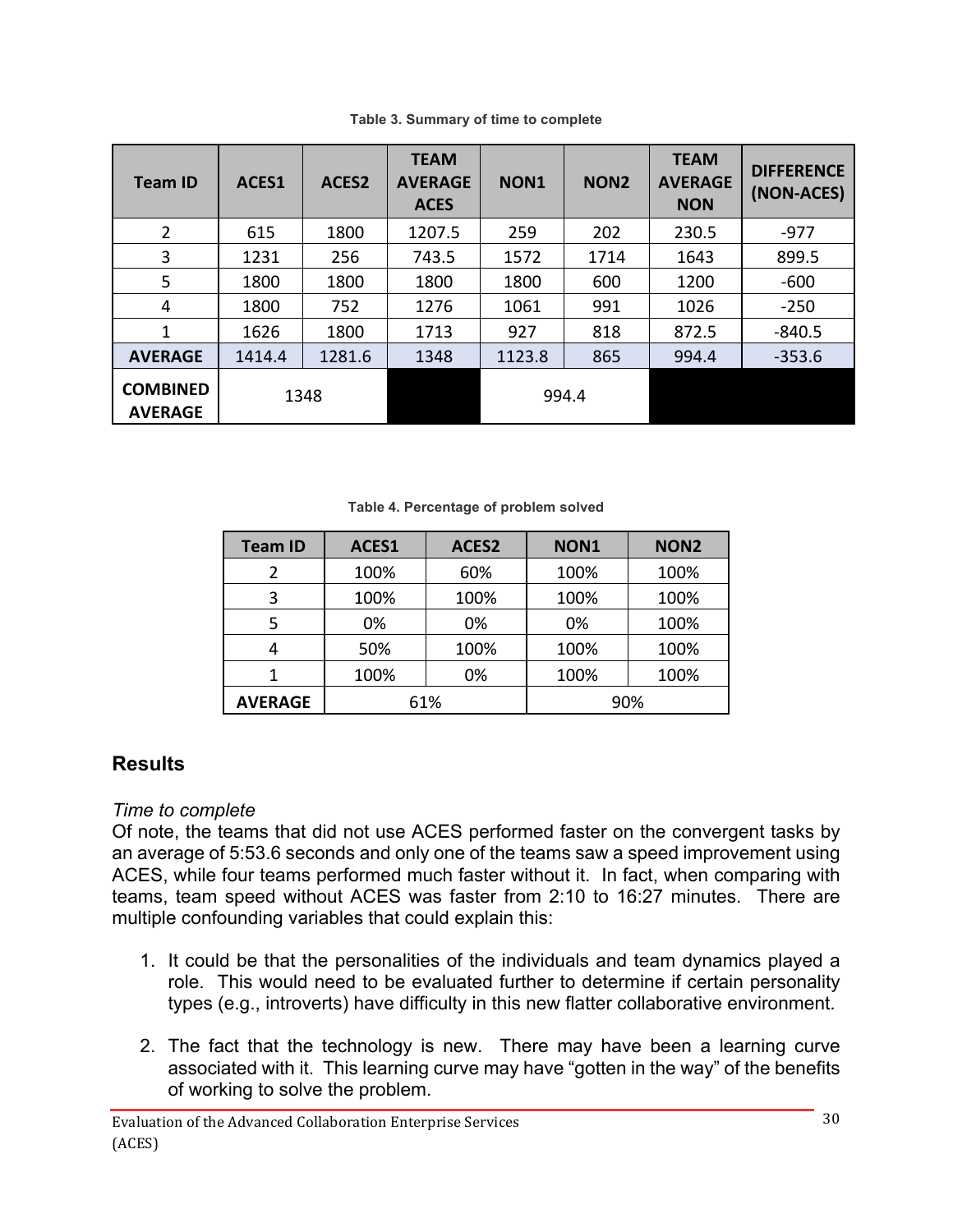Table 3. Summary of time to complete

| Team ID | ACES1 | ACES2 | TEAM AVERAGE ACES | NON1 | NON2 | TEAM AVERAGE NON | DIFFERENCE (NON-ACES) |
|---|---|---|---|---|---|---|---|
| 2 | 615 | 1800 | 1207.5 | 259 | 202 | 230.5 | -977 |
| 3 | 1231 | 256 | 743.5 | 1572 | 1714 | 1643 | 899.5 |
| 5 | 1800 | 1800 | 1800 | 1800 | 600 | 1200 | -600 |
| 4 | 1800 | 752 | 1276 | 1061 | 991 | 1026 | -250 |
| 1 | 1626 | 1800 | 1713 | 927 | 818 | 872.5 | -840.5 |
| **AVERAGE** | 1414.4 | 1281.6 | 1348 | 1123.8 | 865 | 994.4 | -353.6 |
| **COMBINED AVERAGE** | 1348 | | | 994.4 | | | |

Table 4. Percentage of problem solved

| Team ID | ACES1 | ACES2 | NON1 | NON2 |
|---|---|---|---|---|
| 2 | 100% | 60% | 100% | 100% |
| 3 | 100% | 100% | 100% | 100% |
| 5 | 0% | 0% | 0% | 100% |
| 4 | 50% | 100% | 100% | 100% |
| 1 | 100% | 0% | 100% | 100% |
| **AVERAGE** | 61% | | 90% | |

## Results

*Time to complete*

Of note, the teams that did not use ACES performed faster on the convergent tasks by an average of 5:53.6 seconds and only one of the teams saw a speed improvement using ACES, while four teams performed much faster without it. In fact, when comparing with teams, team speed without ACES was faster from 2:10 to 16:27 minutes. There are multiple confounding variables that could explain this:

1. It could be that the personalities of the individuals and team dynamics played a role. This would need to be evaluated further to determine if certain personality types (e.g., introverts) have difficulty in this new flatter collaborative environment.

2. The fact that the technology is new. There may have been a learning curve associated with it. This learning curve may have "gotten in the way" of the benefits of working to solve the problem.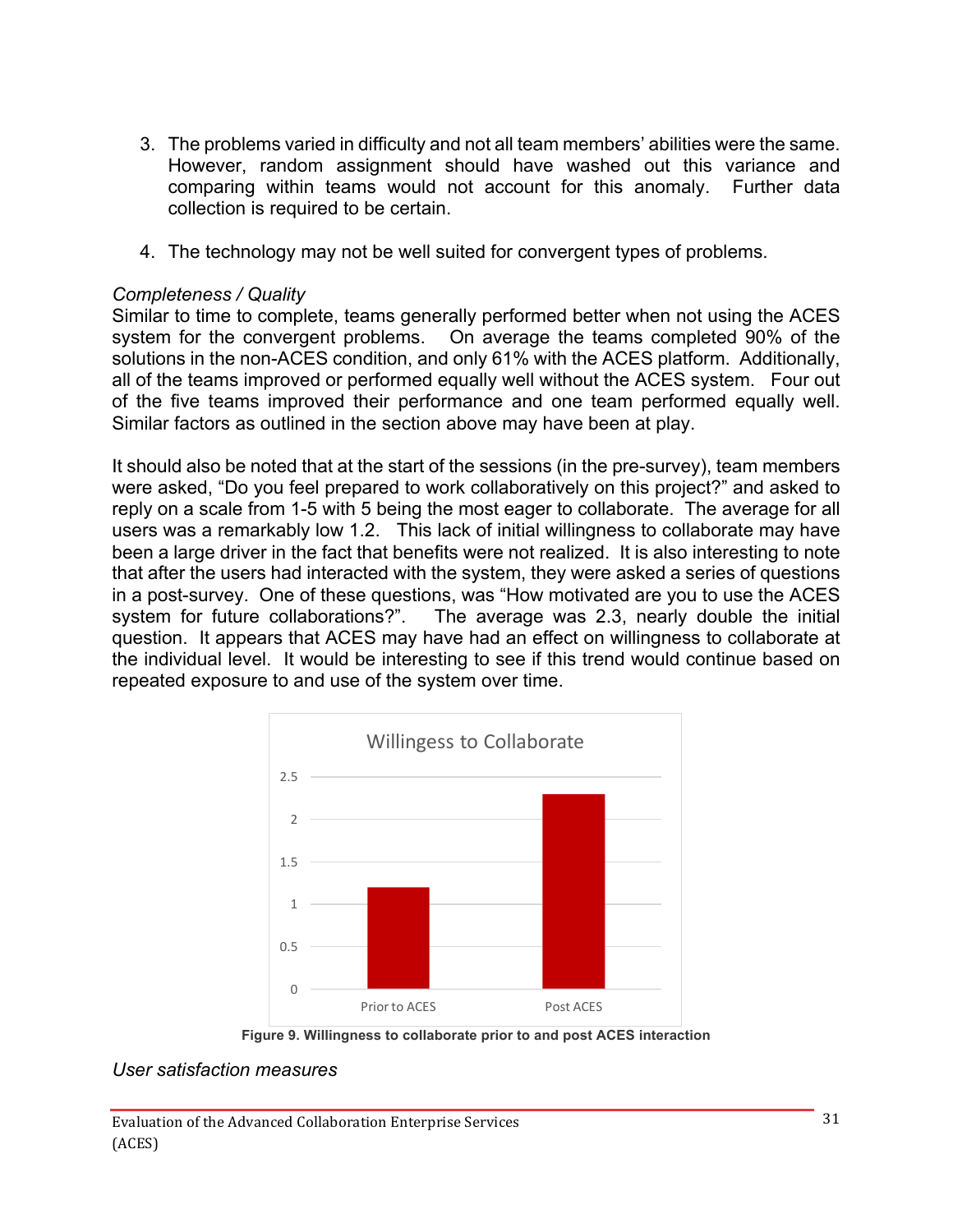3. The problems varied in difficulty and not all team members' abilities were the same. However, random assignment should have washed out this variance and comparing within teams would not account for this anomaly. Further data collection is required to be certain.

4. The technology may not be well suited for convergent types of problems.

*Completeness / Quality*

Similar to time to complete, teams generally performed better when not using the ACES system for the convergent problems. On average the teams completed 90% of the solutions in the non-ACES condition, and only 61% with the ACES platform. Additionally, all of the teams improved or performed equally well without the ACES system. Four out of the five teams improved their performance and one team performed equally well. Similar factors as outlined in the section above may have been at play.

It should also be noted that at the start of the sessions (in the pre-survey), team members were asked, "Do you feel prepared to work collaboratively on this project?" and asked to reply on a scale from 1-5 with 5 being the most eager to collaborate. The average for all users was a remarkably low 1.2. This lack of initial willingness to collaborate may have been a large driver in the fact that benefits were not realized. It is also interesting to note that after the users had interacted with the system, they were asked a series of questions in a post-survey. One of these questions, was "How motivated are you to use the ACES system for future collaborations?". The average was 2.3, nearly double the initial question. It appears that ACES may have had an effect on willingness to collaborate at the individual level. It would be interesting to see if this trend would continue based on repeated exposure to and use of the system over time.

Willigess to Collaborate

| | Willingness |
|---|---|
| Prior to ACES | 1.2 |
| Post ACES | 2.3 |

**Figure 9. Willingness to collaborate prior to and post ACES interaction**

*User satisfaction measures*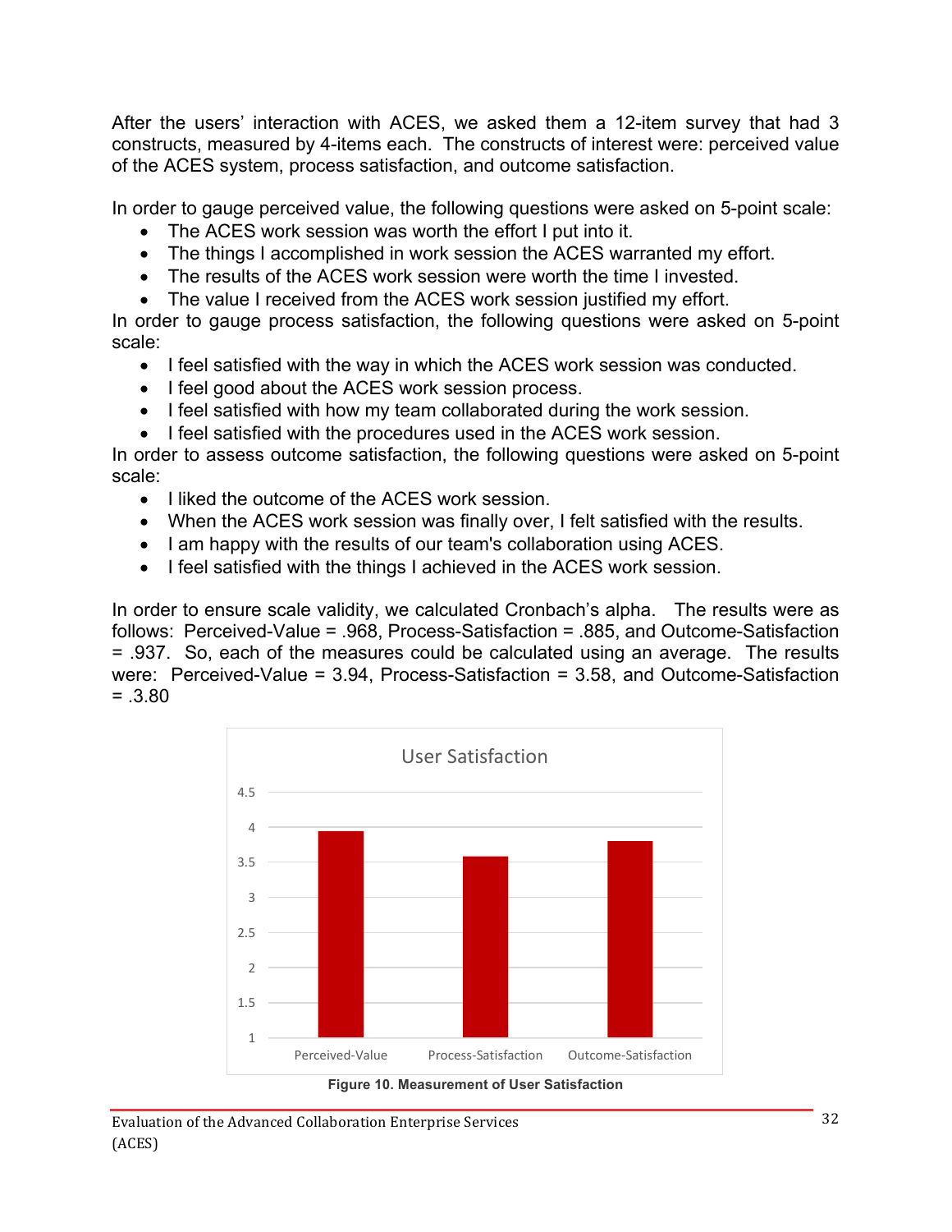After the users' interaction with ACES, we asked them a 12-item survey that had 3 constructs, measured by 4-items each. The constructs of interest were: perceived value of the ACES system, process satisfaction, and outcome satisfaction.

In order to gauge perceived value, the following questions were asked on 5-point scale:

- The ACES work session was worth the effort I put into it.
- The things I accomplished in work session the ACES warranted my effort.
- The results of the ACES work session were worth the time I invested.
- The value I received from the ACES work session justified my effort.

In order to gauge process satisfaction, the following questions were asked on 5-point scale:

- I feel satisfied with the way in which the ACES work session was conducted.
- I feel good about the ACES work session process.
- I feel satisfied with how my team collaborated during the work session.
- I feel satisfied with the procedures used in the ACES work session.

In order to assess outcome satisfaction, the following questions were asked on 5-point scale:

- I liked the outcome of the ACES work session.
- When the ACES work session was finally over, I felt satisfied with the results.
- I am happy with the results of our team's collaboration using ACES.
- I feel satisfied with the things I achieved in the ACES work session.

In order to ensure scale validity, we calculated Cronbach's alpha. The results were as follows: Perceived-Value = .968, Process-Satisfaction = .885, and Outcome-Satisfaction = .937. So, each of the measures could be calculated using an average. The results were: Perceived-Value = 3.94, Process-Satisfaction = 3.58, and Outcome-Satisfaction = .3.80

User Satisfaction

| Measure | Value |
|---|---|
| Perceived-Value | 3.94 |
| Process-Satisfaction | 3.58 |
| Outcome-Satisfaction | 3.80 |

**Figure 10. Measurement of User Satisfaction**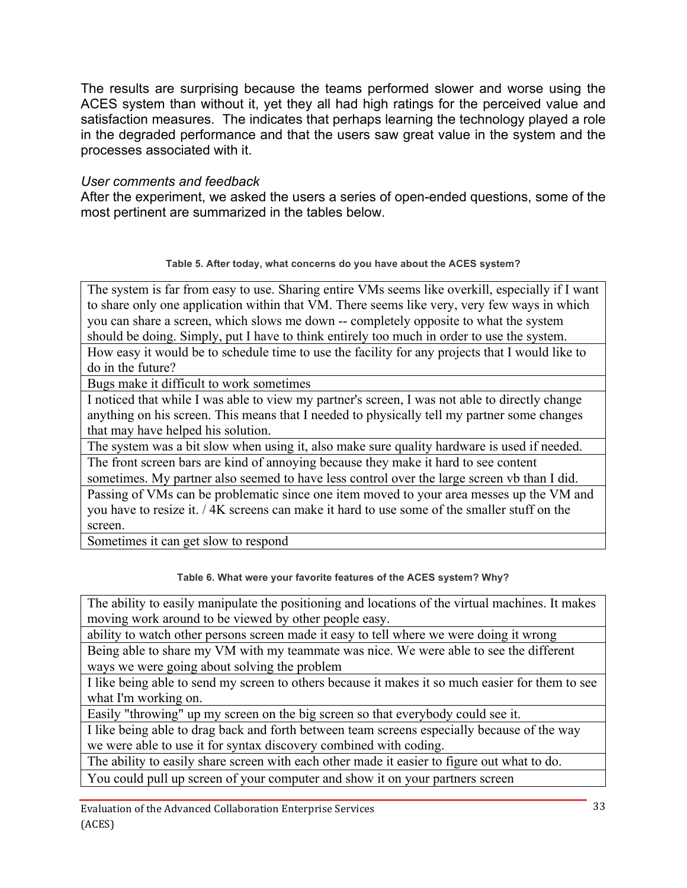The results are surprising because the teams performed slower and worse using the ACES system than without it, yet they all had high ratings for the perceived value and satisfaction measures. The indicates that perhaps learning the technology played a role in the degraded performance and that the users saw great value in the system and the processes associated with it.

*User comments and feedback*

After the experiment, we asked the users a series of open-ended questions, some of the most pertinent are summarized in the tables below.

**Table 5. After today, what concerns do you have about the ACES system?**

| |
|---|
| The system is far from easy to use. Sharing entire VMs seems like overkill, especially if I want to share only one application within that VM. There seems like very, very few ways in which you can share a screen, which slows me down -- completely opposite to what the system should be doing. Simply, put I have to think entirely too much in order to use the system. |
| How easy it would be to schedule time to use the facility for any projects that I would like to do in the future? |
| Bugs make it difficult to work sometimes |
| I noticed that while I was able to view my partner's screen, I was not able to directly change anything on his screen. This means that I needed to physically tell my partner some changes that may have helped his solution. |
| The system was a bit slow when using it, also make sure quality hardware is used if needed. |
| The front screen bars are kind of annoying because they make it hard to see content sometimes. My partner also seemed to have less control over the large screen vb than I did. |
| Passing of VMs can be problematic since one item moved to your area messes up the VM and you have to resize it. / 4K screens can make it hard to use some of the smaller stuff on the screen. |
| Sometimes it can get slow to respond |

**Table 6. What were your favorite features of the ACES system? Why?**

| |
|---|
| The ability to easily manipulate the positioning and locations of the virtual machines. It makes moving work around to be viewed by other people easy. |
| ability to watch other persons screen made it easy to tell where we were doing it wrong |
| Being able to share my VM with my teammate was nice. We were able to see the different ways we were going about solving the problem |
| I like being able to send my screen to others because it makes it so much easier for them to see what I'm working on. |
| Easily "throwing" up my screen on the big screen so that everybody could see it. |
| I like being able to drag back and forth between team screens especially because of the way we were able to use it for syntax discovery combined with coding. |
| The ability to easily share screen with each other made it easier to figure out what to do. |
| You could pull up screen of your computer and show it on your partners screen |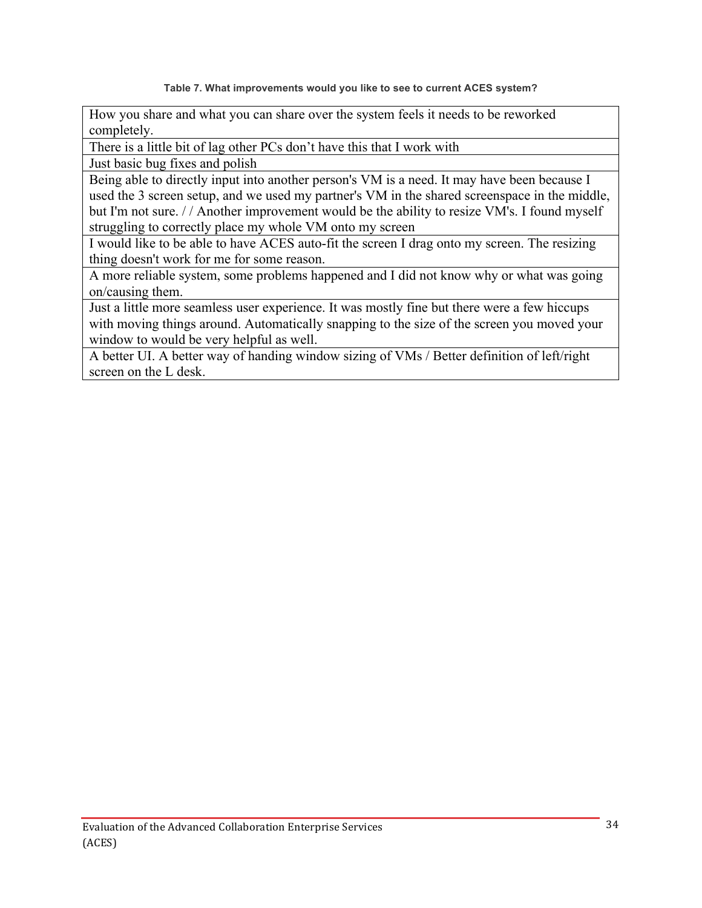**Table 7. What improvements would you like to see to current ACES system?**

| |
|---|
| How you share and what you can share over the system feels it needs to be reworked completely. |
| There is a little bit of lag other PCs don't have this that I work with |
| Just basic bug fixes and polish |
| Being able to directly input into another person's VM is a need. It may have been because I used the 3 screen setup, and we used my partner's VM in the shared screenspace in the middle, but I'm not sure. / / Another improvement would be the ability to resize VM's. I found myself struggling to correctly place my whole VM onto my screen |
| I would like to be able to have ACES auto-fit the screen I drag onto my screen. The resizing thing doesn't work for me for some reason. |
| A more reliable system, some problems happened and I did not know why or what was going on/causing them. |
| Just a little more seamless user experience. It was mostly fine but there were a few hiccups with moving things around. Automatically snapping to the size of the screen you moved your window to would be very helpful as well. |
| A better UI. A better way of handing window sizing of VMs / Better definition of left/right screen on the L desk. |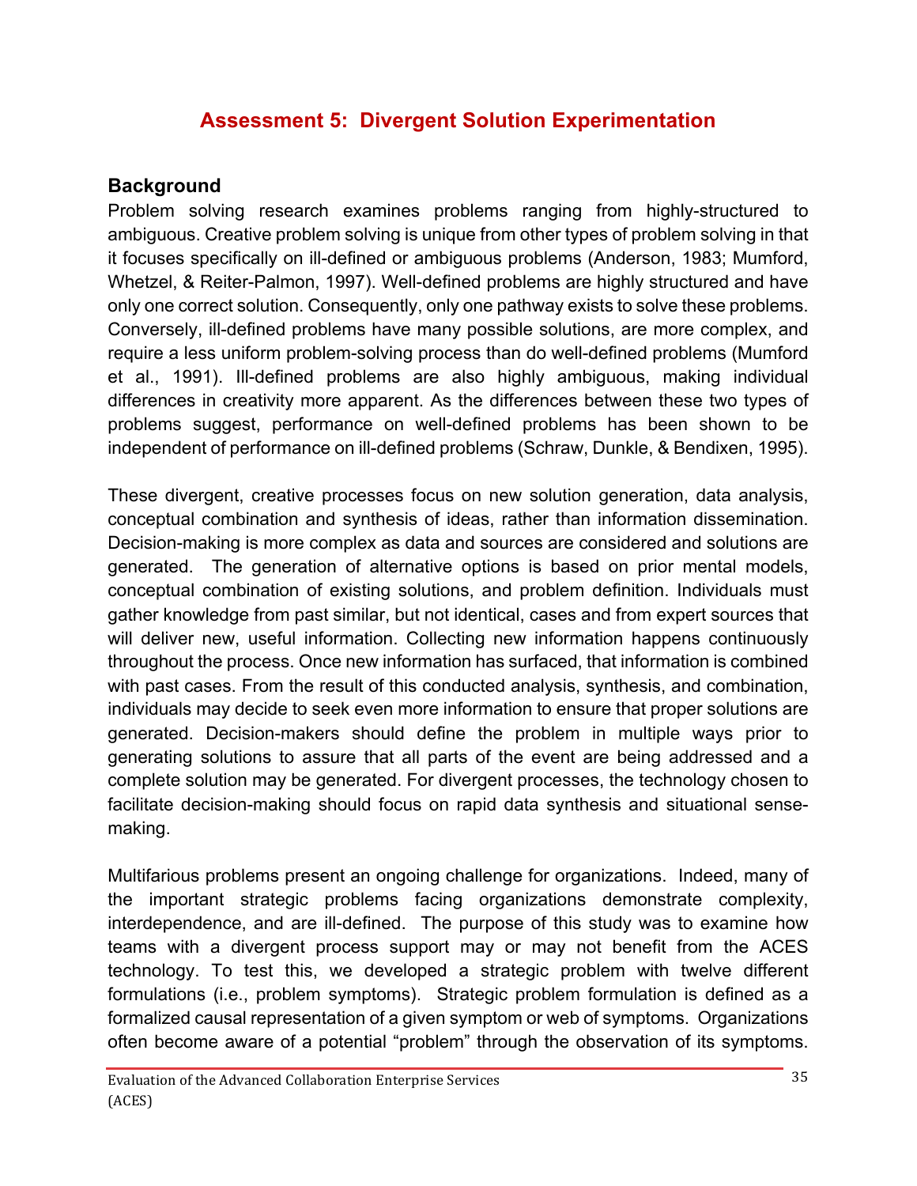# Assessment 5: Divergent Solution Experimentation

## Background

Problem solving research examines problems ranging from highly-structured to ambiguous. Creative problem solving is unique from other types of problem solving in that it focuses specifically on ill-defined or ambiguous problems (Anderson, 1983; Mumford, Whetzel, & Reiter-Palmon, 1997). Well-defined problems are highly structured and have only one correct solution. Consequently, only one pathway exists to solve these problems. Conversely, ill-defined problems have many possible solutions, are more complex, and require a less uniform problem-solving process than do well-defined problems (Mumford et al., 1991). Ill-defined problems are also highly ambiguous, making individual differences in creativity more apparent. As the differences between these two types of problems suggest, performance on well-defined problems has been shown to be independent of performance on ill-defined problems (Schraw, Dunkle, & Bendixen, 1995).

These divergent, creative processes focus on new solution generation, data analysis, conceptual combination and synthesis of ideas, rather than information dissemination. Decision-making is more complex as data and sources are considered and solutions are generated. The generation of alternative options is based on prior mental models, conceptual combination of existing solutions, and problem definition. Individuals must gather knowledge from past similar, but not identical, cases and from expert sources that will deliver new, useful information. Collecting new information happens continuously throughout the process. Once new information has surfaced, that information is combined with past cases. From the result of this conducted analysis, synthesis, and combination, individuals may decide to seek even more information to ensure that proper solutions are generated. Decision-makers should define the problem in multiple ways prior to generating solutions to assure that all parts of the event are being addressed and a complete solution may be generated. For divergent processes, the technology chosen to facilitate decision-making should focus on rapid data synthesis and situational sense-making.

Multifarious problems present an ongoing challenge for organizations. Indeed, many of the important strategic problems facing organizations demonstrate complexity, interdependence, and are ill-defined. The purpose of this study was to examine how teams with a divergent process support may or may not benefit from the ACES technology. To test this, we developed a strategic problem with twelve different formulations (i.e., problem symptoms). Strategic problem formulation is defined as a formalized causal representation of a given symptom or web of symptoms. Organizations often become aware of a potential "problem" through the observation of its symptoms.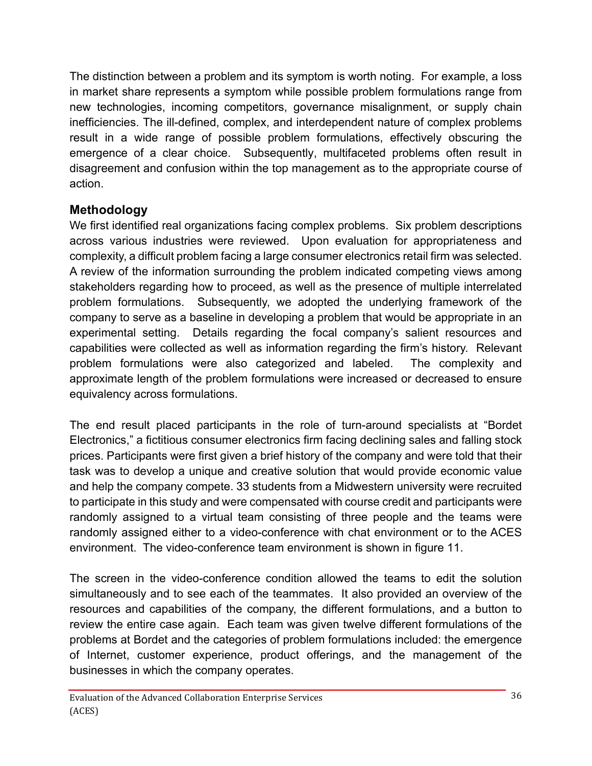The distinction between a problem and its symptom is worth noting. For example, a loss in market share represents a symptom while possible problem formulations range from new technologies, incoming competitors, governance misalignment, or supply chain inefficiencies. The ill-defined, complex, and interdependent nature of complex problems result in a wide range of possible problem formulations, effectively obscuring the emergence of a clear choice. Subsequently, multifaceted problems often result in disagreement and confusion within the top management as to the appropriate course of action.

## Methodology

We first identified real organizations facing complex problems. Six problem descriptions across various industries were reviewed. Upon evaluation for appropriateness and complexity, a difficult problem facing a large consumer electronics retail firm was selected. A review of the information surrounding the problem indicated competing views among stakeholders regarding how to proceed, as well as the presence of multiple interrelated problem formulations. Subsequently, we adopted the underlying framework of the company to serve as a baseline in developing a problem that would be appropriate in an experimental setting. Details regarding the focal company's salient resources and capabilities were collected as well as information regarding the firm's history. Relevant problem formulations were also categorized and labeled. The complexity and approximate length of the problem formulations were increased or decreased to ensure equivalency across formulations.

The end result placed participants in the role of turn-around specialists at "Bordet Electronics," a fictitious consumer electronics firm facing declining sales and falling stock prices. Participants were first given a brief history of the company and were told that their task was to develop a unique and creative solution that would provide economic value and help the company compete. 33 students from a Midwestern university were recruited to participate in this study and were compensated with course credit and participants were randomly assigned to a virtual team consisting of three people and the teams were randomly assigned either to a video-conference with chat environment or to the ACES environment. The video-conference team environment is shown in figure 11.

The screen in the video-conference condition allowed the teams to edit the solution simultaneously and to see each of the teammates. It also provided an overview of the resources and capabilities of the company, the different formulations, and a button to review the entire case again. Each team was given twelve different formulations of the problems at Bordet and the categories of problem formulations included: the emergence of Internet, customer experience, product offerings, and the management of the businesses in which the company operates.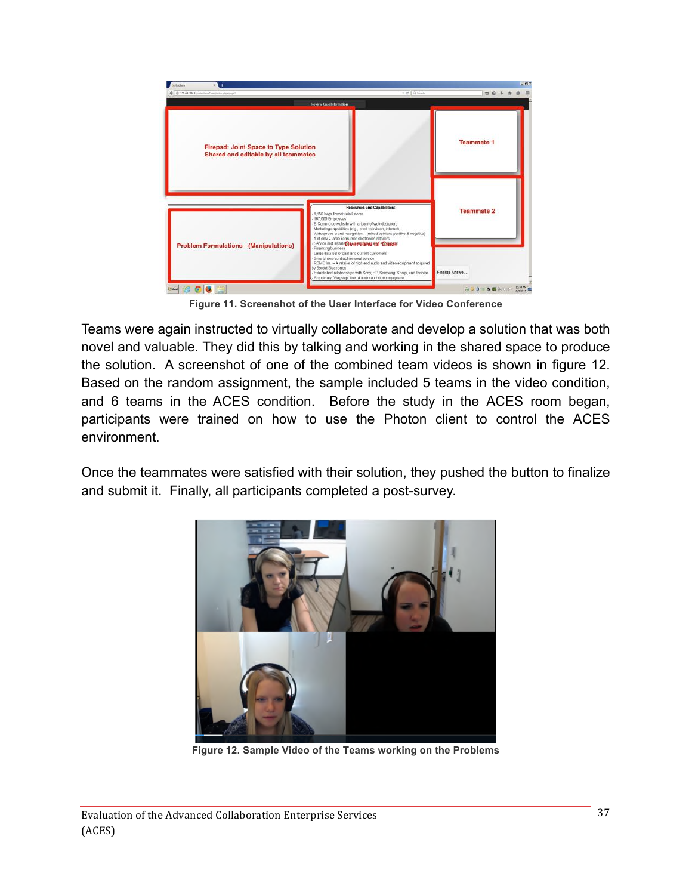Figure 11. Screenshot of the User Interface for Video Conference

Teams were again instructed to virtually collaborate and develop a solution that was both novel and valuable. They did this by talking and working in the shared space to produce the solution. A screenshot of one of the combined team videos is shown in figure 12. Based on the random assignment, the sample included 5 teams in the video condition, and 6 teams in the ACES condition. Before the study in the ACES room began, participants were trained on how to use the Photon client to control the ACES environment.

Once the teammates were satisfied with their solution, they pushed the button to finalize and submit it. Finally, all participants completed a post-survey.

Figure 12. Sample Video of the Teams working on the Problems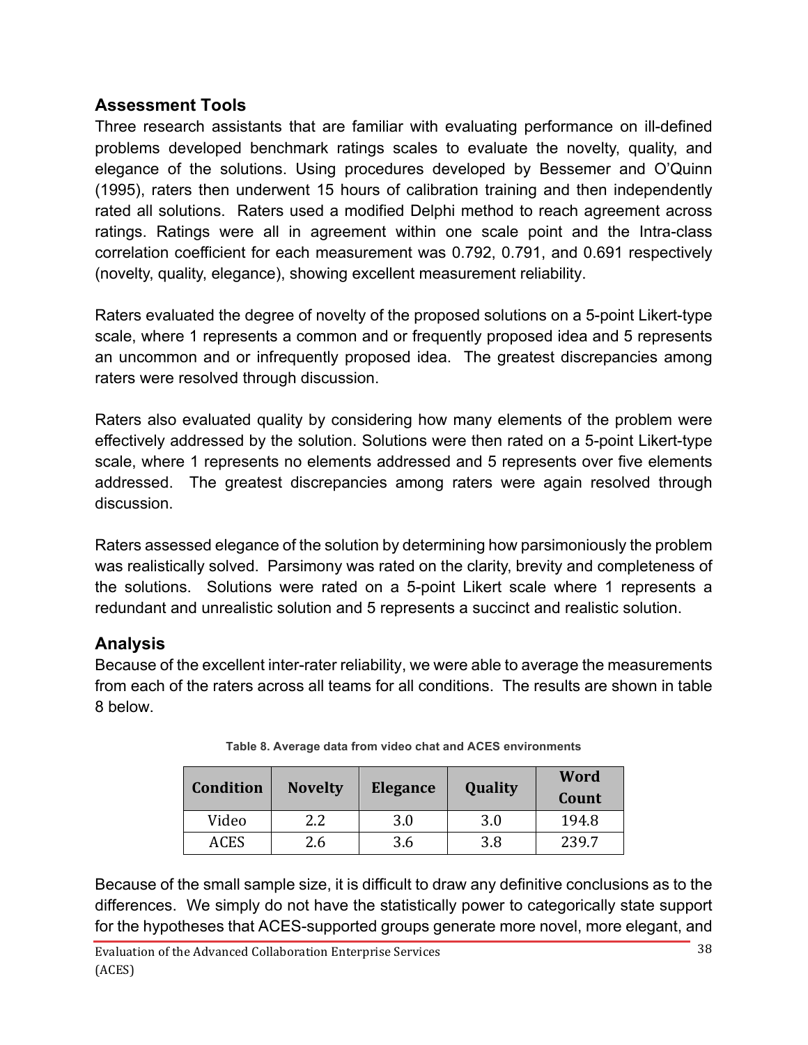## Assessment Tools

Three research assistants that are familiar with evaluating performance on ill-defined problems developed benchmark ratings scales to evaluate the novelty, quality, and elegance of the solutions. Using procedures developed by Bessemer and O'Quinn (1995), raters then underwent 15 hours of calibration training and then independently rated all solutions. Raters used a modified Delphi method to reach agreement across ratings. Ratings were all in agreement within one scale point and the Intra-class correlation coefficient for each measurement was 0.792, 0.791, and 0.691 respectively (novelty, quality, elegance), showing excellent measurement reliability.

Raters evaluated the degree of novelty of the proposed solutions on a 5-point Likert-type scale, where 1 represents a common and or frequently proposed idea and 5 represents an uncommon and or infrequently proposed idea. The greatest discrepancies among raters were resolved through discussion.

Raters also evaluated quality by considering how many elements of the problem were effectively addressed by the solution. Solutions were then rated on a 5-point Likert-type scale, where 1 represents no elements addressed and 5 represents over five elements addressed. The greatest discrepancies among raters were again resolved through discussion.

Raters assessed elegance of the solution by determining how parsimoniously the problem was realistically solved. Parsimony was rated on the clarity, brevity and completeness of the solutions. Solutions were rated on a 5-point Likert scale where 1 represents a redundant and unrealistic solution and 5 represents a succinct and realistic solution.

## Analysis

Because of the excellent inter-rater reliability, we were able to average the measurements from each of the raters across all teams for all conditions. The results are shown in table 8 below.

**Table 8. Average data from video chat and ACES environments**

| Condition | Novelty | Elegance | Quality | Word Count |
|---|---|---|---|---|
| Video | 2.2 | 3.0 | 3.0 | 194.8 |
| ACES | 2.6 | 3.6 | 3.8 | 239.7 |

Because of the small sample size, it is difficult to draw any definitive conclusions as to the differences. We simply do not have the statistically power to categorically state support for the hypotheses that ACES-supported groups generate more novel, more elegant, and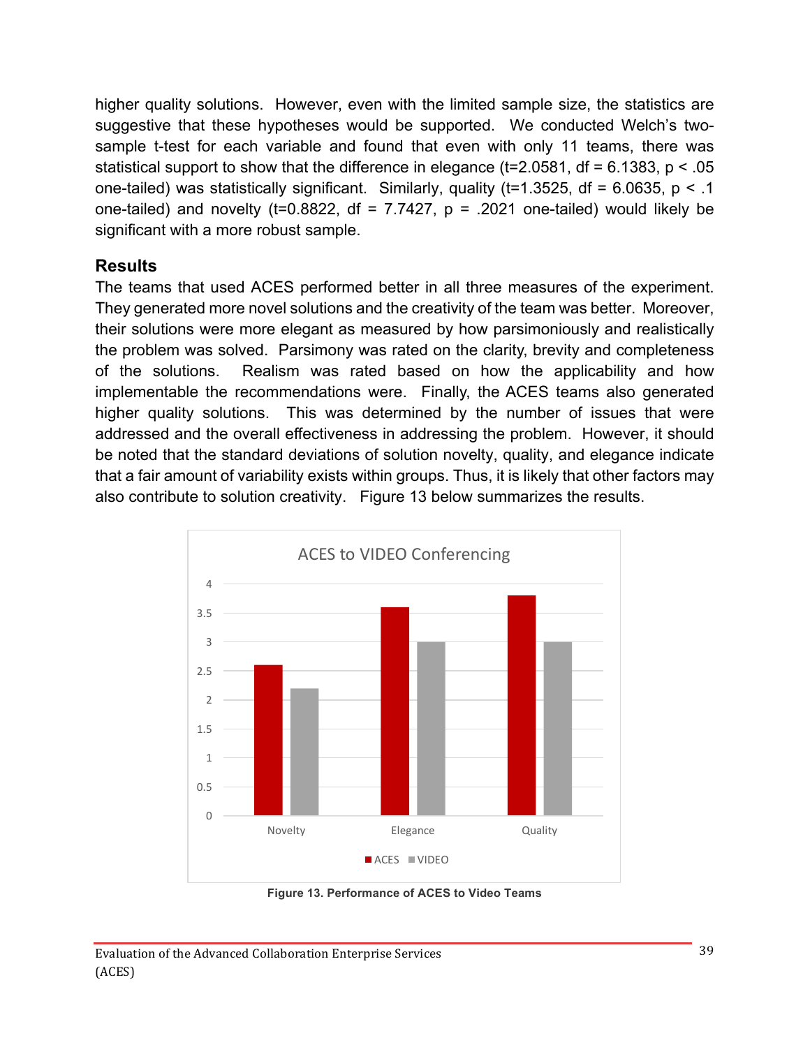higher quality solutions. However, even with the limited sample size, the statistics are suggestive that these hypotheses would be supported. We conducted Welch's two-sample t-test for each variable and found that even with only 11 teams, there was statistical support to show that the difference in elegance ($t=2.0581$, $df = 6.1383$, $p < .05$ one-tailed) was statistically significant. Similarly, quality ($t=1.3525$, $df = 6.0635$, $p < .1$ one-tailed) and novelty ($t=0.8822$, $df = 7.7427$, $p = .2021$ one-tailed) would likely be significant with a more robust sample.

## Results

The teams that used ACES performed better in all three measures of the experiment. They generated more novel solutions and the creativity of the team was better. Moreover, their solutions were more elegant as measured by how parsimoniously and realistically the problem was solved. Parsimony was rated on the clarity, brevity and completeness of the solutions. Realism was rated based on how the applicability and how implementable the recommendations were. Finally, the ACES teams also generated higher quality solutions. This was determined by the number of issues that were addressed and the overall effectiveness in addressing the problem. However, it should be noted that the standard deviations of solution novelty, quality, and elegance indicate that a fair amount of variability exists within groups. Thus, it is likely that other factors may also contribute to solution creativity. Figure 13 below summarizes the results.

**ACES to VIDEO Conferencing**

| | ACES | VIDEO |
|---|---|---|
| Novelty | 2.6 | 2.2 |
| Elegance | 3.6 | 3 |
| Quality | 3.8 | 3 |

**Figure 13. Performance of ACES to Video Teams**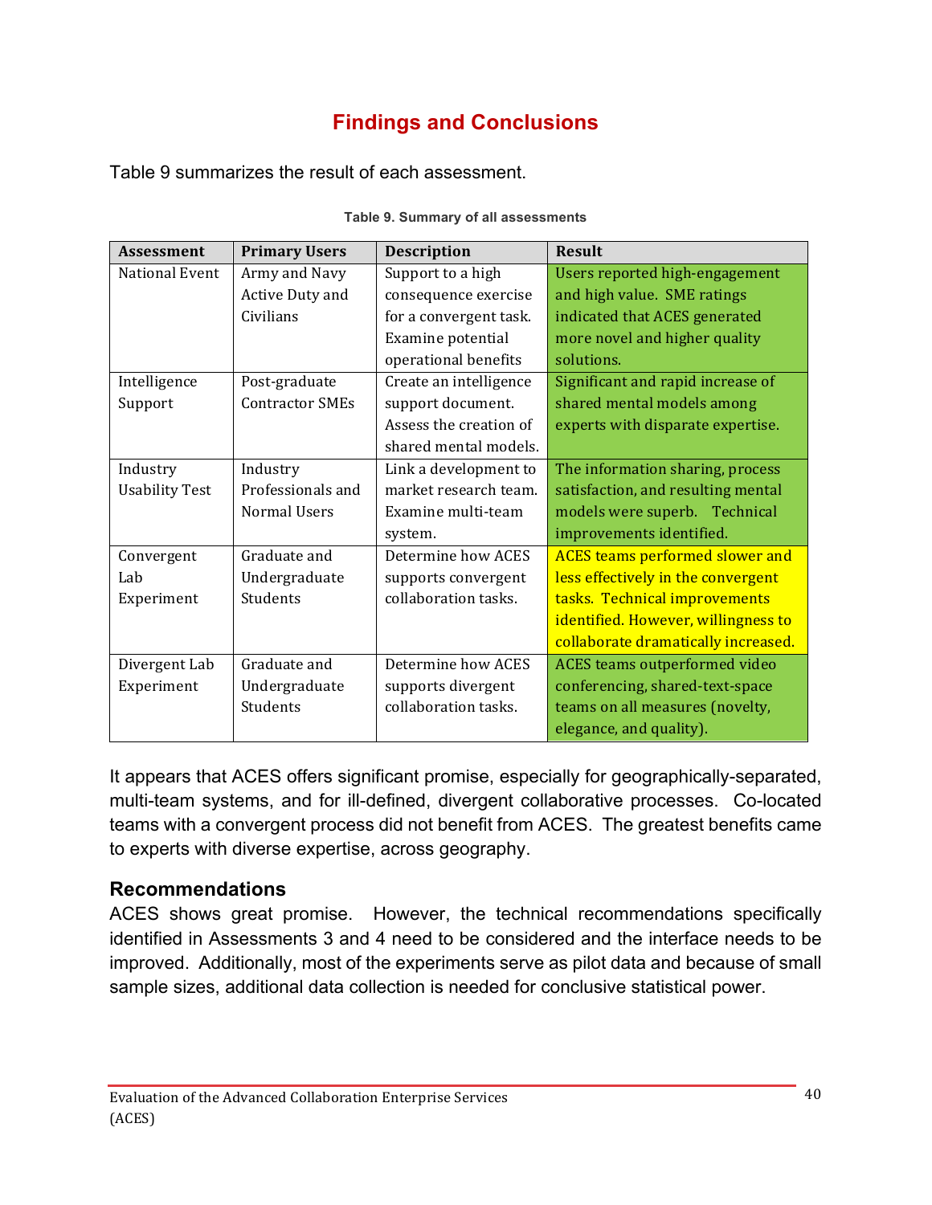# Findings and Conclusions

Table 9 summarizes the result of each assessment.

**Table 9. Summary of all assessments**

| Assessment | Primary Users | Description | Result |
|---|---|---|---|
| National Event | Army and Navy Active Duty and Civilians | Support to a high consequence exercise for a convergent task. Examine potential operational benefits | Users reported high-engagement and high value. SME ratings indicated that ACES generated more novel and higher quality solutions. |
| Intelligence Support | Post-graduate Contractor SMEs | Create an intelligence support document. Assess the creation of shared mental models. | Significant and rapid increase of shared mental models among experts with disparate expertise. |
| Industry Usability Test | Industry Professionals and Normal Users | Link a development to market research team. Examine multi-team system. | The information sharing, process satisfaction, and resulting mental models were superb. Technical improvements identified. |
| Convergent Lab Experiment | Graduate and Undergraduate Students | Determine how ACES supports convergent collaboration tasks. | ACES teams performed slower and less effectively in the convergent tasks. Technical improvements identified. However, willingness to collaborate dramatically increased. |
| Divergent Lab Experiment | Graduate and Undergraduate Students | Determine how ACES supports divergent collaboration tasks. | ACES teams outperformed video conferencing, shared-text-space teams on all measures (novelty, elegance, and quality). |

It appears that ACES offers significant promise, especially for geographically-separated, multi-team systems, and for ill-defined, divergent collaborative processes. Co-located teams with a convergent process did not benefit from ACES. The greatest benefits came to experts with diverse expertise, across geography.

## Recommendations

ACES shows great promise. However, the technical recommendations specifically identified in Assessments 3 and 4 need to be considered and the interface needs to be improved. Additionally, most of the experiments serve as pilot data and because of small sample sizes, additional data collection is needed for conclusive statistical power.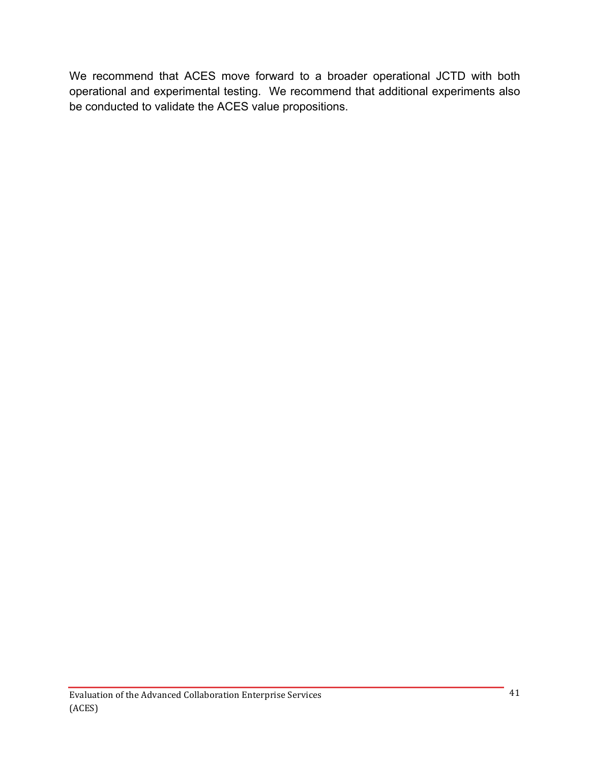We recommend that ACES move forward to a broader operational JCTD with both operational and experimental testing. We recommend that additional experiments also be conducted to validate the ACES value propositions.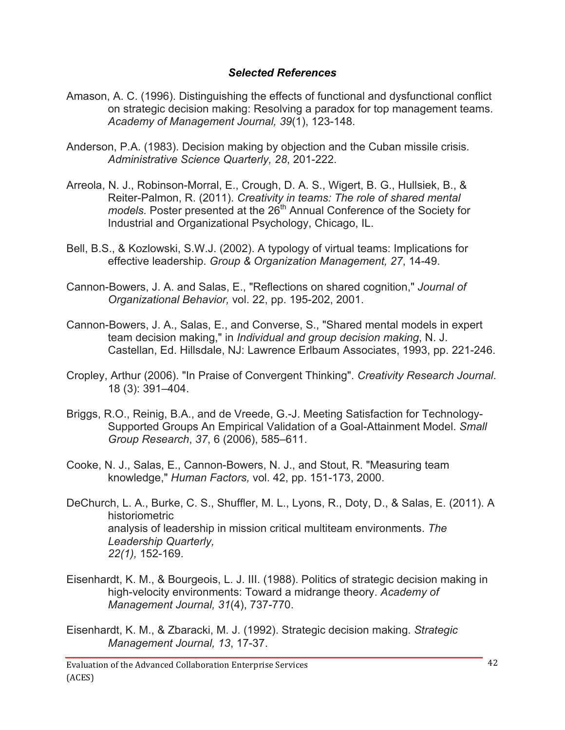### *Selected References*

Amason, A. C. (1996). Distinguishing the effects of functional and dysfunctional conflict on strategic decision making: Resolving a paradox for top management teams. *Academy of Management Journal, 39*(1), 123-148.

Anderson, P.A. (1983). Decision making by objection and the Cuban missile crisis. *Administrative Science Quarterly, 28*, 201-222.

Arreola, N. J., Robinson-Morral, E., Crough, D. A. S., Wigert, B. G., Hullsiek, B., & Reiter-Palmon, R. (2011). *Creativity in teams: The role of shared mental models.* Poster presented at the 26th Annual Conference of the Society for Industrial and Organizational Psychology, Chicago, IL.

Bell, B.S., & Kozlowski, S.W.J. (2002). A typology of virtual teams: Implications for effective leadership. *Group & Organization Management, 27*, 14-49.

Cannon-Bowers, J. A. and Salas, E., "Reflections on shared cognition," *Journal of Organizational Behavior,* vol. 22, pp. 195-202, 2001.

Cannon-Bowers, J. A., Salas, E., and Converse, S., "Shared mental models in expert team decision making," in *Individual and group decision making*, N. J. Castellan, Ed. Hillsdale, NJ: Lawrence Erlbaum Associates, 1993, pp. 221-246.

Cropley, Arthur (2006). "In Praise of Convergent Thinking". *Creativity Research Journal*. 18 (3): 391–404.

Briggs, R.O., Reinig, B.A., and de Vreede, G.-J. Meeting Satisfaction for Technology-Supported Groups An Empirical Validation of a Goal-Attainment Model. *Small Group Research*, *37*, 6 (2006), 585–611.

Cooke, N. J., Salas, E., Cannon-Bowers, N. J., and Stout, R. "Measuring team knowledge," *Human Factors,* vol. 42, pp. 151-173, 2000.

DeChurch, L. A., Burke, C. S., Shuffler, M. L., Lyons, R., Doty, D., & Salas, E. (2011). A historiometric analysis of leadership in mission critical multiteam environments. *The Leadership Quarterly, 22(1),* 152-169.

Eisenhardt, K. M., & Bourgeois, L. J. III. (1988). Politics of strategic decision making in high-velocity environments: Toward a midrange theory. *Academy of Management Journal, 31*(4), 737-770.

Eisenhardt, K. M., & Zbaracki, M. J. (1992). Strategic decision making. *Strategic Management Journal, 13*, 17-37.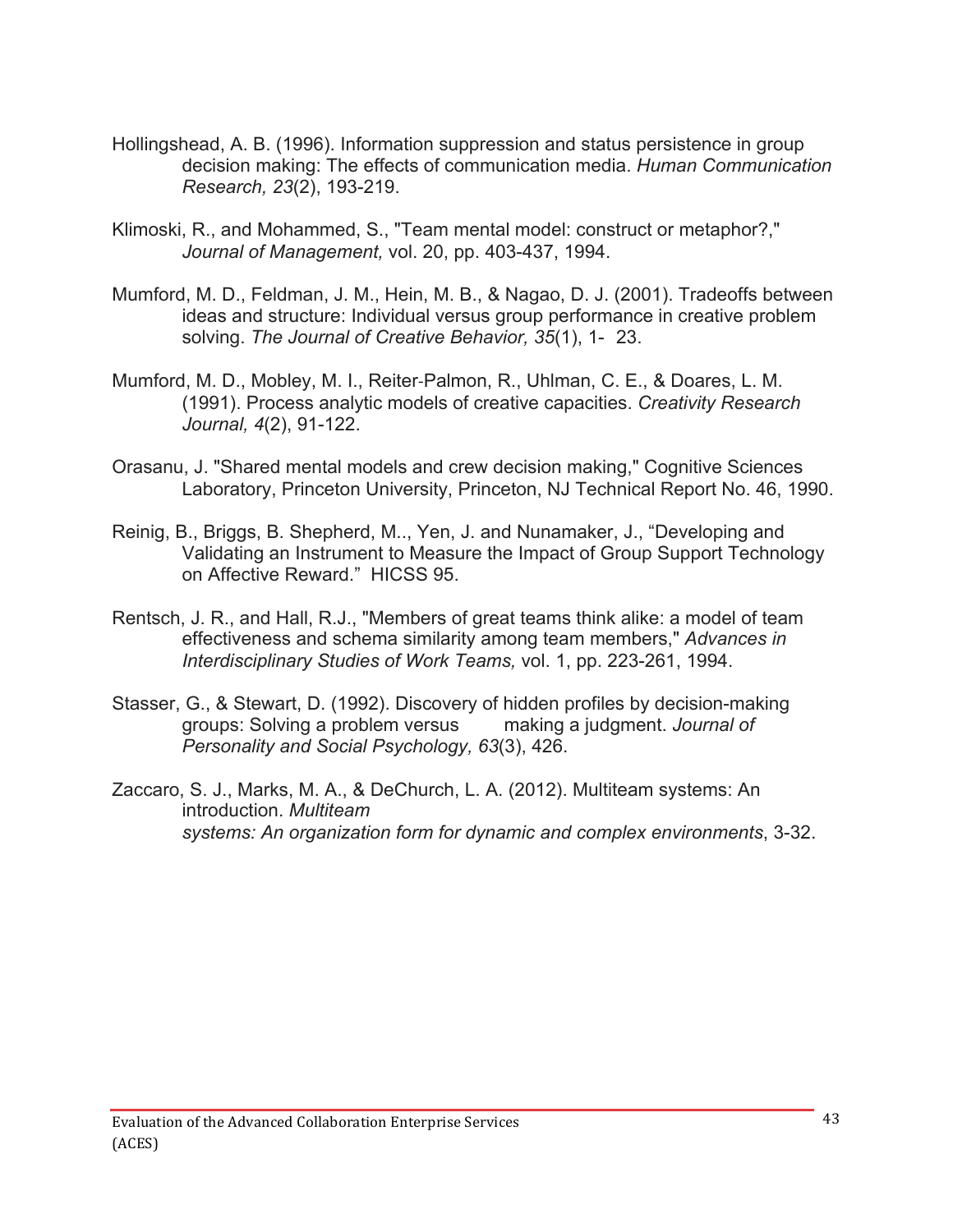Hollingshead, A. B. (1996). Information suppression and status persistence in group decision making: The effects of communication media. *Human Communication Research, 23*(2), 193-219.

Klimoski, R., and Mohammed, S., "Team mental model: construct or metaphor?," *Journal of Management,* vol. 20, pp. 403-437, 1994.

Mumford, M. D., Feldman, J. M., Hein, M. B., & Nagao, D. J. (2001). Tradeoffs between ideas and structure: Individual versus group performance in creative problem solving. *The Journal of Creative Behavior, 35*(1), 1- 23.

Mumford, M. D., Mobley, M. I., Reiter-Palmon, R., Uhlman, C. E., & Doares, L. M. (1991). Process analytic models of creative capacities. *Creativity Research Journal, 4*(2), 91-122.

Orasanu, J. "Shared mental models and crew decision making," Cognitive Sciences Laboratory, Princeton University, Princeton, NJ Technical Report No. 46, 1990.

Reinig, B., Briggs, B. Shepherd, M.., Yen, J. and Nunamaker, J., "Developing and Validating an Instrument to Measure the Impact of Group Support Technology on Affective Reward." HICSS 95.

Rentsch, J. R., and Hall, R.J., "Members of great teams think alike: a model of team effectiveness and schema similarity among team members," *Advances in Interdisciplinary Studies of Work Teams,* vol. 1, pp. 223-261, 1994.

Stasser, G., & Stewart, D. (1992). Discovery of hidden profiles by decision-making groups: Solving a problem versus making a judgment. *Journal of Personality and Social Psychology, 63*(3), 426.

Zaccaro, S. J., Marks, M. A., & DeChurch, L. A. (2012). Multiteam systems: An introduction. *Multiteam systems: An organization form for dynamic and complex environments*, 3-32.